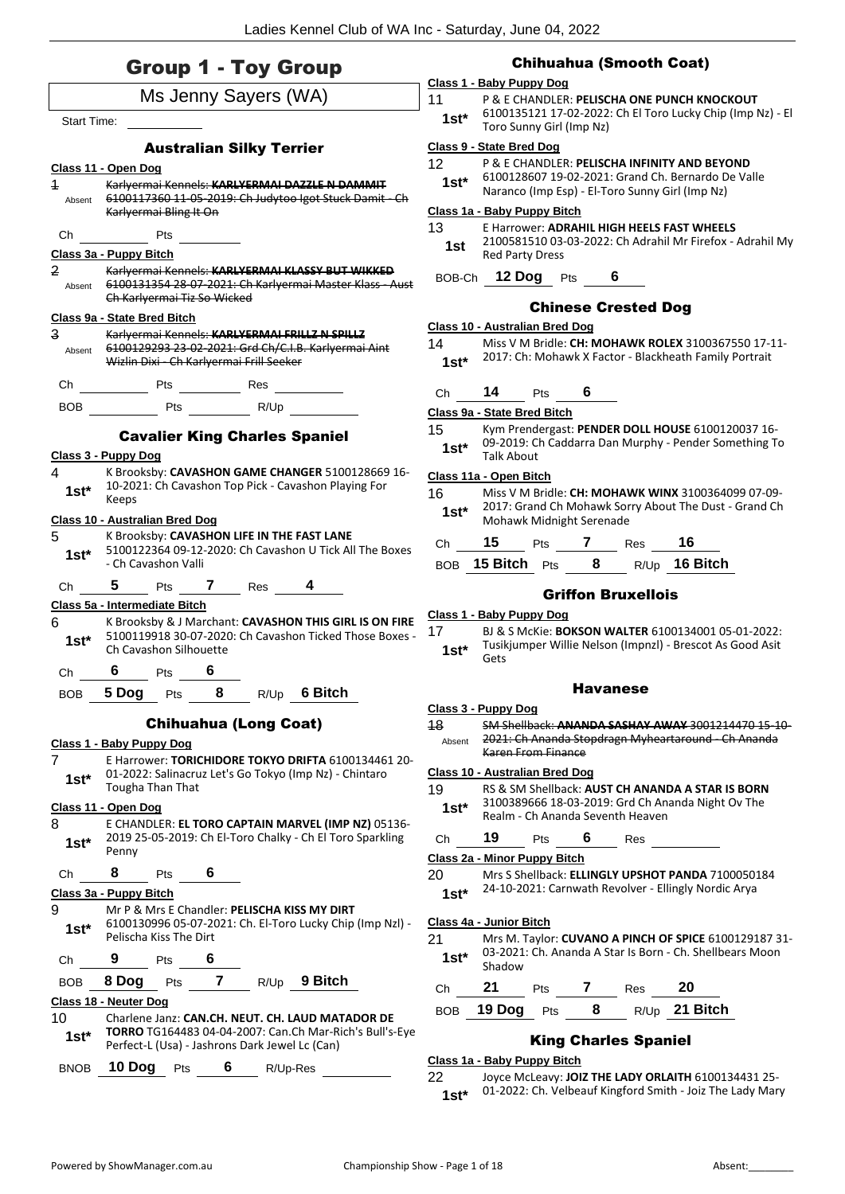# Group 1 - Toy Group

## Ms Jenny Sayers (WA)

Start Time: ___________

### Australian Silky Terrier

**Class 11 - Open Dog**

1 Absent — ~~Karlyermai Kennels: **KARLYERMAI DAZZLE N DAMMIT** 6100117360 11-05-2019: Ch Judytoo Igot Stuck Damit - Ch Karlyermai Bling It On~~

Ch ________ Pts ________

**Class 3a - Puppy Bitch**

2 Absent — ~~Karlyermai Kennels: **KARLYERMAI KLASSY BUT WIKKED** 6100131354 28-07-2021: Ch Karlyermai Master Klass - Aust Ch Karlyermai Tiz So Wicked~~

**Class 9a - State Bred Bitch**

3 Absent — ~~Karlyermai Kennels: **KARLYERMAI FRILLZ N SPILLZ** 6100129293 23-02-2021: Grd Ch/C.I.B. Karlyermai Aint Wizlin Dixi - Ch Karlyermai Frill Seeker~~

Ch ________ Pts ________ Res ________

BOB ________ Pts ________ R/Up ________

### Cavalier King Charles Spaniel

**Class 3 - Puppy Dog**

4 1st* — K Brooksby: **CAVASHON GAME CHANGER** 5100128669 16-10-2021: Ch Cavashon Top Pick - Cavashon Playing For Keeps

**Class 10 - Australian Bred Dog**

5 1st* — K Brooksby: **CAVASHON LIFE IN THE FAST LANE** 5100122364 09-12-2020: Ch Cavashon U Tick All The Boxes - Ch Cavashon Valli

Ch **5** Pts **7** Res **4**

**Class 5a - Intermediate Bitch**

6 1st* — K Brooksby & J Marchant: **CAVASHON THIS GIRL IS ON FIRE** 5100119918 30-07-2020: Ch Cavashon Ticked Those Boxes - Ch Cavashon Silhouette

Ch **6** Pts **6**

BOB **5 Dog** Pts **8** R/Up **6 Bitch**

### Chihuahua (Long Coat)

**Class 1 - Baby Puppy Dog**

7 1st* — E Harrower: **TORICHIDORE TOKYO DRIFTA** 6100134461 20-01-2022: Salinacruz Let's Go Tokyo (Imp Nz) - Chintaro Tougha Than That

**Class 11 - Open Dog**

8 1st* — E CHANDLER: **EL TORO CAPTAIN MARVEL (IMP NZ)** 05136-2019 25-05-2019: Ch El-Toro Chalky - Ch El Toro Sparkling Penny

Ch **8** Pts **6**

**Class 3a - Puppy Bitch**

9 1st* — Mr P & Mrs E Chandler: **PELISCHA KISS MY DIRT** 6100130996 05-07-2021: Ch. El-Toro Lucky Chip (Imp Nzl) - Pelischa Kiss The Dirt

Ch **9** Pts **6**

BOB **8 Dog** Pts **7** R/Up **9 Bitch**

**Class 18 - Neuter Dog**

10 1st* — Charlene Janz: **CAN.CH. NEUT. CH. LAUD MATADOR DE TORRO** TG164483 04-04-2007: Can.Ch Mar-Rich's Bull's-Eye Perfect-L (Usa) - Jashrons Dark Jewel Lc (Can)

BNOB **10 Dog** Pts **6** R/Up-Res ________

### Chihuahua (Smooth Coat)

**Class 1 - Baby Puppy Dog**

11 1st* — P & E CHANDLER: **PELISCHA ONE PUNCH KNOCKOUT** 6100135121 17-02-2022: Ch El Toro Lucky Chip (Imp Nz) - El Toro Sunny Girl (Imp Nz)

**Class 9 - State Bred Dog**

12 1st* — P & E CHANDLER: **PELISCHA INFINITY AND BEYOND** 6100128607 19-02-2021: Grand Ch. Bernardo De Valle Naranco (Imp Esp) - El-Toro Sunny Girl (Imp Nz)

**Class 1a - Baby Puppy Bitch**

13 1st — E Harrower: **ADRAHIL HIGH HEELS FAST WHEELS** 2100581510 03-03-2022: Ch Adrahil Mr Firefox - Adrahil My Red Party Dress

BOB-Ch **12 Dog** Pts **6**

### Chinese Crested Dog

**Class 10 - Australian Bred Dog**

14 1st* — Miss V M Bridle: **CH: MOHAWK ROLEX** 3100367550 17-11-2017: Ch: Mohawk X Factor - Blackheath Family Portrait

Ch **14** Pts **6**

**Class 9a - State Bred Bitch**

15 1st* — Kym Prendergast: **PENDER DOLL HOUSE** 6100120037 16-09-2019: Ch Caddarra Dan Murphy - Pender Something To Talk About

**Class 11a - Open Bitch**

16 1st* — Miss V M Bridle: **CH: MOHAWK WINX** 3100364099 07-09-2017: Grand Ch Mohawk Sorry About The Dust - Grand Ch Mohawk Midnight Serenade

Ch **15** Pts **7** Res **16**

BOB **15 Bitch** Pts **8** R/Up **16 Bitch**

### Griffon Bruxellois

**Class 1 - Baby Puppy Dog**

17 1st* — BJ & S McKie: **BOKSON WALTER** 6100134001 05-01-2022: Tusikjumper Willie Nelson (Impnzl) - Brescot As Good Asit Gets

### Havanese

**Class 3 - Puppy Dog**

18 Absent — ~~SM Shellback: **ANANDA SASHAY AWAY** 3001214470 15-10-2021: Ch Ananda Stopdragn Myheartaround - Ch Ananda Karen From Finance~~

**Class 10 - Australian Bred Dog**

19 1st* — RS & SM Shellback: **AUST CH ANANDA A STAR IS BORN** 3100389666 18-03-2019: Grd Ch Ananda Night Ov The Realm - Ch Ananda Seventh Heaven

Ch **19** Pts **6** Res ________

**Class 2a - Minor Puppy Bitch**

20 1st* — Mrs S Shellback: **ELLINGLY UPSHOT PANDA** 7100050184 24-10-2021: Carnwath Revolver - Ellingly Nordic Arya

**Class 4a - Junior Bitch**

21 1st* — Mrs M. Taylor: **CUVANO A PINCH OF SPICE** 6100129187 31-03-2021: Ch. Ananda A Star Is Born - Ch. Shellbears Moon Shadow

Ch **21** Pts **7** Res **20**

BOB **19 Dog** Pts **8** R/Up **21 Bitch**

### King Charles Spaniel

**Class 1a - Baby Puppy Bitch**

22 1st* — Joyce McLeavy: **JOIZ THE LADY ORLAITH** 6100134431 25-01-2022: Ch. Velbeauf Kingford Smith - Joiz The Lady Mary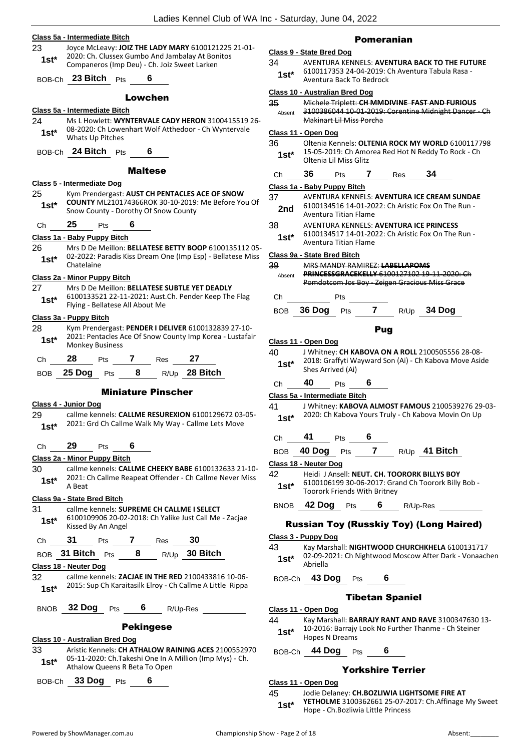**Class 5a - Intermediate Bitch**

23 — **1st*** — Joyce McLeavy: **JOIZ THE LADY MARY** 6100121225 21-01-2020: Ch. Clussex Gumbo And Jambalay At Bonitos Companeros (Imp Deu) - Ch. Joiz Sweet Larken

BOB-Ch **23 Bitch** Pts **6**

## Lowchen

**Class 5a - Intermediate Bitch**

24 — **1st*** — Ms L Howlett: **WYNTERVALE CADY HERON** 3100415519 26-08-2020: Ch Lowenhart Wolf Atthedoor - Ch Wyntervale Whats Up Pitches

BOB-Ch **24 Bitch** Pts **6**

## Maltese

**Class 5 - Intermediate Dog**

25 — **1st*** — Kym Prendergast: **AUST CH PENTACLES ACE OF SNOW COUNTY** ML210174366ROK 30-10-2019: Me Before You Of Snow County - Dorothy Of Snow County

Ch **25** Pts **6**

**Class 1a - Baby Puppy Bitch**

26 — **1st*** — Mrs D De Meillon: **BELLATESE BETTY BOOP** 6100135112 05-02-2022: Paradis Kiss Dream One (Imp Esp) - Bellatese Miss Chatelaine

**Class 2a - Minor Puppy Bitch**

27 — **1st*** — Mrs D De Meillon: **BELLATESE SUBTLE YET DEADLY** 6100133521 22-11-2021: Aust.Ch. Pender Keep The Flag Flying - Bellatese All About Me

**Class 3a - Puppy Bitch**

28 — **1st*** — Kym Prendergast: **PENDER I DELIVER** 6100132839 27-10-2021: Pentacles Ace Of Snow County Imp Korea - Lustafair Monkey Business

Ch **28** Pts **7** Res **27**

BOB **25 Dog** Pts **8** R/Up **28 Bitch**

## Miniature Pinscher

**Class 4 - Junior Dog**

29 — **1st*** — callme kennels: **CALLME RESUREXION** 6100129672 03-05-2021: Grd Ch Callme Walk My Way - Callme Lets Move

Ch **29** Pts **6**

**Class 2a - Minor Puppy Bitch**

30 — **1st*** — callme kennels: **CALLME CHEEKY BABE** 6100132633 21-10-2021: Ch Callme Reapeat Offender - Ch Callme Never Miss A Beat

**Class 9a - State Bred Bitch**

31 — **1st*** — callme kennels: **SUPREME CH CALLME I SELECT** 6100109906 20-02-2018: Ch Yalike Just Call Me - Zacjae Kissed By An Angel

Ch **31** Pts **7** Res **30**

BOB **31 Bitch** Pts **8** R/Up **30 Bitch**

**Class 18 - Neuter Dog**

32 — **1st*** — callme kennels: **ZACJAE IN THE RED** 2100433816 10-06-2015: Sup Ch Karaitasilk Elroy - Ch Callme A Little Rippa

BNOB **32 Dog** Pts **6** R/Up-Res

## Pekingese

**Class 10 - Australian Bred Dog**

33 — **1st*** — Aristic Kennels: **CH ATHALOW RAINING ACES** 2100552970 05-11-2020: Ch.Takeshi One In A Million (Imp Mys) - Ch. Athalow Queens R Beta To Open

BOB-Ch **33 Dog** Pts **6**

## Pomeranian

**Class 9 - State Bred Dog**

34 — **1st*** — AVENTURA KENNELS: **AVENTURA BACK TO THE FUTURE** 6100117353 24-04-2019: Ch Aventura Tabula Rasa - Aventura Back To Bedrock

**Class 10 - Australian Bred Dog**

35 — Absent — ~~Michele Triplett: **CH MMDIVINE FAST AND FURIOUS** 3100386044 10-01-2019: Corentine Midnight Dancer - Ch Makinart Lil Miss Porcha~~

**Class 11 - Open Dog**

36 — **1st*** — Oltenia Kennels: **OLTENIA ROCK MY WORLD** 6100117798 15-05-2019: Ch Amorea Red Hot N Reddy To Rock - Ch Oltenia Lil Miss Glitz

Ch **36** Pts **7** Res **34**

**Class 1a - Baby Puppy Bitch**

37 — **2nd** — AVENTURA KENNELS: **AVENTURA ICE CREAM SUNDAE** 6100134516 14-01-2022: Ch Aristic Fox On The Run - Aventura Titian Flame

38 — **1st*** — AVENTURA KENNELS: **AVENTURA ICE PRINCESS** 6100134517 14-01-2022: Ch Aristic Fox On The Run - Aventura Titian Flame

**Class 9a - State Bred Bitch**

39 — Absent — ~~MRS MANDY RAMIREZ: **LABELLAPOMS PRINCESSGRACEKELLY** 6100127102 19-11-2020: Ch Pomdotcom Jos Boy - Zeigen Gracious Miss Grace~~

Ch Pts

BOB **36 Dog** Pts **7** R/Up **34 Dog**

## Pug

**Class 11 - Open Dog**

40 — **1st*** — J Whitney: **CH KABOVA ON A ROLL** 2100505556 28-08-2018: Graffyti Wayward Son (Ai) - Ch Kabova Move Aside Shes Arrived (Ai)

Ch **40** Pts **6**

**Class 5a - Intermediate Bitch**

41 — **1st*** — J Whitney: **KABOVA ALMOST FAMOUS** 2100539276 29-03-2020: Ch Kabova Yours Truly - Ch Kabova Movin On Up

Ch **41** Pts **6**

BOB **40 Dog** Pts **7** R/Up **41 Bitch**

**Class 18 - Neuter Dog**

42 — **1st*** — Heidi J Ansell: **NEUT. CH. TOORORK BILLYS BOY** 6100106199 30-06-2017: Grand Ch Toorork Billy Bob - Toorork Friends With Britney

BNOB **42 Dog** Pts **6** R/Up-Res

## Russian Toy (Russkiy Toy) (Long Haired)

**Class 3 - Puppy Dog**

43 — **1st*** — Kay Marshall: **NIGHTWOOD CHURCHKHELA** 6100131717 02-09-2021: Ch Nightwood Moscow After Dark - Vonaachen Abriella

BOB-Ch **43 Dog** Pts **6**

## Tibetan Spaniel

**Class 11 - Open Dog**

44 — **1st*** — Kay Marshall: **BARRAJY RANT AND RAVE** 3100347630 13-10-2016: Barrajy Look No Further Thanme - Ch Steiner Hopes N Dreams

BOB-Ch **44 Dog** Pts **6**

## Yorkshire Terrier

**Class 11 - Open Dog**

45 — **1st*** — Jodie Delaney: **CH.BOZLIWIA LIGHTSOME FIRE AT YETHOLME** 3100362661 25-07-2017: Ch.Affinage My Sweet Hope - Ch.Bozliwia Little Princess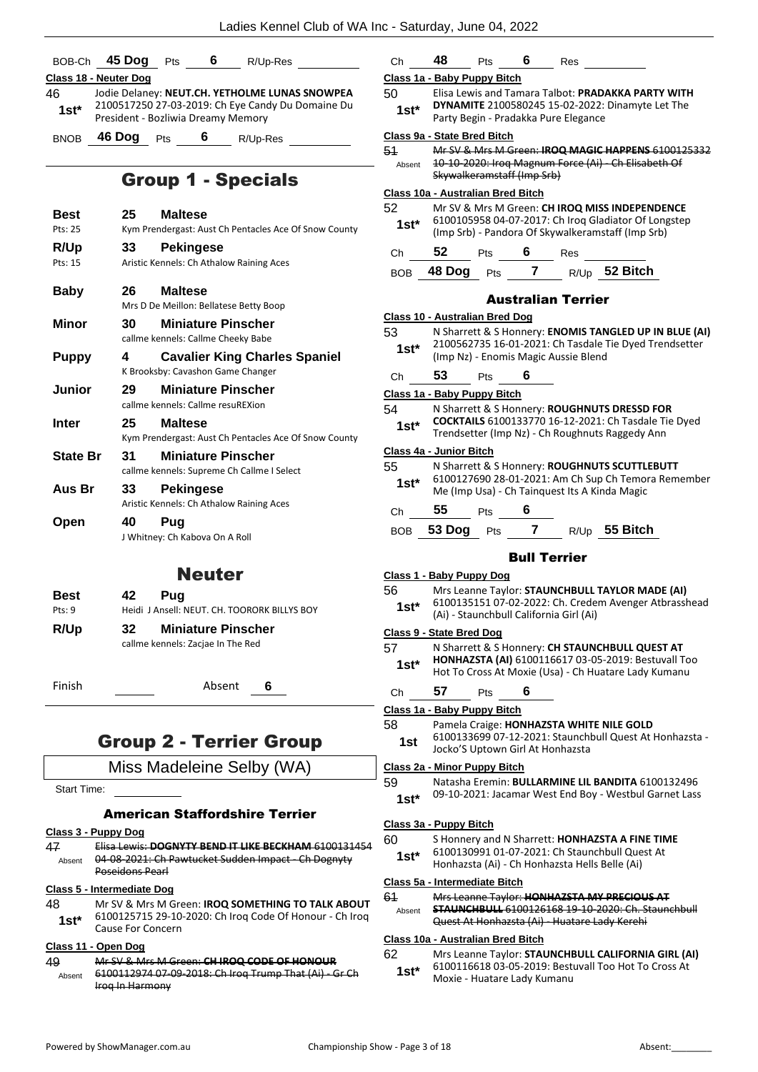BOB-Ch **45 Dog** Pts **6** R/Up-Res

**Class 18 - Neuter Dog**

46 **1st*** Jodie Delaney: **NEUT.CH. YETHOLME LUNAS SNOWPEA** 2100517250 27-03-2019: Ch Eye Candy Du Domaine Du President - Bozliwia Dreamy Memory

BNOB **46 Dog** Pts **6** R/Up-Res

## Group 1 - Specials

| | | |
|---|---|---|
| **Best** Pts: 25 | **25** | **Maltese** Kym Prendergast: Aust Ch Pentacles Ace Of Snow County |
| **R/Up** Pts: 15 | **33** | **Pekingese** Aristic Kennels: Ch Athalow Raining Aces |
| **Baby** | **26** | **Maltese** Mrs D De Meillon: Bellatese Betty Boop |
| **Minor** | **30** | **Miniature Pinscher** callme kennels: Callme Cheeky Babe |
| **Puppy** | **4** | **Cavalier King Charles Spaniel** K Brooksby: Cavashon Game Changer |
| **Junior** | **29** | **Miniature Pinscher** callme kennels: Callme resuREXion |
| **Inter** | **25** | **Maltese** Kym Prendergast: Aust Ch Pentacles Ace Of Snow County |
| **State Br** | **31** | **Miniature Pinscher** callme kennels: Supreme Ch Callme I Select |
| **Aus Br** | **33** | **Pekingese** Aristic Kennels: Ch Athalow Raining Aces |
| **Open** | **40** | **Pug** J Whitney: Ch Kabova On A Roll |

## Neuter

| | | |
|---|---|---|
| **Best** Pts: 9 | **42** | **Pug** Heidi J Ansell: NEUT. CH. TOORORK BILLYS BOY |
| **R/Up** | **32** | **Miniature Pinscher** callme kennels: Zacjae In The Red |

Finish Absent **6**

## Group 2 - Terrier Group

Miss Madeleine Selby (WA)

Start Time:

### American Staffordshire Terrier

**Class 3 - Puppy Dog**

47 Absent ~~Elisa Lewis: **DOGNYTY BEND IT LIKE BECKHAM** 6100131454 04-08-2021: Ch Pawtucket Sudden Impact - Ch Dognyty Poseidons Pearl~~

**Class 5 - Intermediate Dog**

48 **1st*** Mr SV & Mrs M Green: **IROQ SOMETHING TO TALK ABOUT** 6100125715 29-10-2020: Ch Iroq Code Of Honour - Ch Iroq Cause For Concern

**Class 11 - Open Dog**

49 Absent ~~Mr SV & Mrs M Green: **CH IROQ CODE OF HONOUR** 6100112974 07-09-2018: Ch Iroq Trump That (Ai) - Gr Ch Iroq In Harmony~~

Ch **48** Pts **6** Res

**Class 1a - Baby Puppy Bitch**

50 **1st*** Elisa Lewis and Tamara Talbot: **PRADAKKA PARTY WITH DYNAMITE** 2100580245 15-02-2022: Dinamyte Let The Party Begin - Pradakka Pure Elegance

**Class 9a - State Bred Bitch**

51 Absent ~~Mr SV & Mrs M Green: **IROQ MAGIC HAPPENS** 6100125332 10-10-2020: Iroq Magnum Force (Ai) - Ch Elisabeth Of Skywalkeramstaff (Imp Srb)~~

**Class 10a - Australian Bred Bitch**

52 **1st*** Mr SV & Mrs M Green: **CH IROQ MISS INDEPENDENCE** 6100105958 04-07-2017: Ch Iroq Gladiator Of Longstep (Imp Srb) - Pandora Of Skywalkeramstaff (Imp Srb)

Ch **52** Pts **6** Res

BOB **48 Dog** Pts **7** R/Up **52 Bitch**

### Australian Terrier

**Class 10 - Australian Bred Dog**

53 **1st*** N Sharrett & S Honnery: **ENOMIS TANGLED UP IN BLUE (AI)** 2100562735 16-01-2021: Ch Tasdale Tie Dyed Trendsetter (Imp Nz) - Enomis Magic Aussie Blend

Ch **53** Pts **6**

**Class 1a - Baby Puppy Bitch**

54 **1st*** N Sharrett & S Honnery: **ROUGHNUTS DRESSD FOR COCKTAILS** 6100133770 16-12-2021: Ch Tasdale Tie Dyed Trendsetter (Imp Nz) - Ch Roughnuts Raggedy Ann

**Class 4a - Junior Bitch**

55 **1st*** N Sharrett & S Honnery: **ROUGHNUTS SCUTTLEBUTT** 6100127690 28-01-2021: Am Ch Sup Ch Temora Remember Me (Imp Usa) - Ch Tainquest Its A Kinda Magic

Ch **55** Pts **6**

BOB **53 Dog** Pts **7** R/Up **55 Bitch**

### Bull Terrier

**Class 1 - Baby Puppy Dog**

56 **1st*** Mrs Leanne Taylor: **STAUNCHBULL TAYLOR MADE (AI)** 6100135151 07-02-2022: Ch. Credem Avenger Atbrasshead (Ai) - Staunchbull California Girl (Ai)

**Class 9 - State Bred Dog**

57 **1st*** N Sharrett & S Honnery: **CH STAUNCHBULL QUEST AT HONHAZSTA (AI)** 6100116617 03-05-2019: Bestuvall Too Hot To Cross At Moxie (Usa) - Ch Huatare Lady Kumanu

Ch **57** Pts **6**

**Class 1a - Baby Puppy Bitch**

58 **1st** Pamela Craige: **HONHAZSTA WHITE NILE GOLD** 6100133699 07-12-2021: Staunchbull Quest At Honhazsta - Jocko'S Uptown Girl At Honhazsta

**Class 2a - Minor Puppy Bitch**

59 **1st*** Natasha Eremin: **BULLARMINE LIL BANDITA** 6100132496 09-10-2021: Jacamar West End Boy - Westbul Garnet Lass

**Class 3a - Puppy Bitch**

60 **1st*** S Honnery and N Sharrett: **HONHAZSTA A FINE TIME** 6100130991 01-07-2021: Ch Staunchbull Quest At Honhazsta (Ai) - Ch Honhazsta Hells Belle (Ai)

**Class 5a - Intermediate Bitch**

61 Absent ~~Mrs Leanne Taylor: **HONHAZSTA MY PRECIOUS AT STAUNCHBULL** 6100126168 19-10-2020: Ch. Staunchbull Quest At Honhazsta (Ai) - Huatare Lady Kerehi~~

**Class 10a - Australian Bred Bitch**

62 **1st*** Mrs Leanne Taylor: **STAUNCHBULL CALIFORNIA GIRL (AI)** 6100116618 03-05-2019: Bestuvall Too Hot To Cross At Moxie - Huatare Lady Kumanu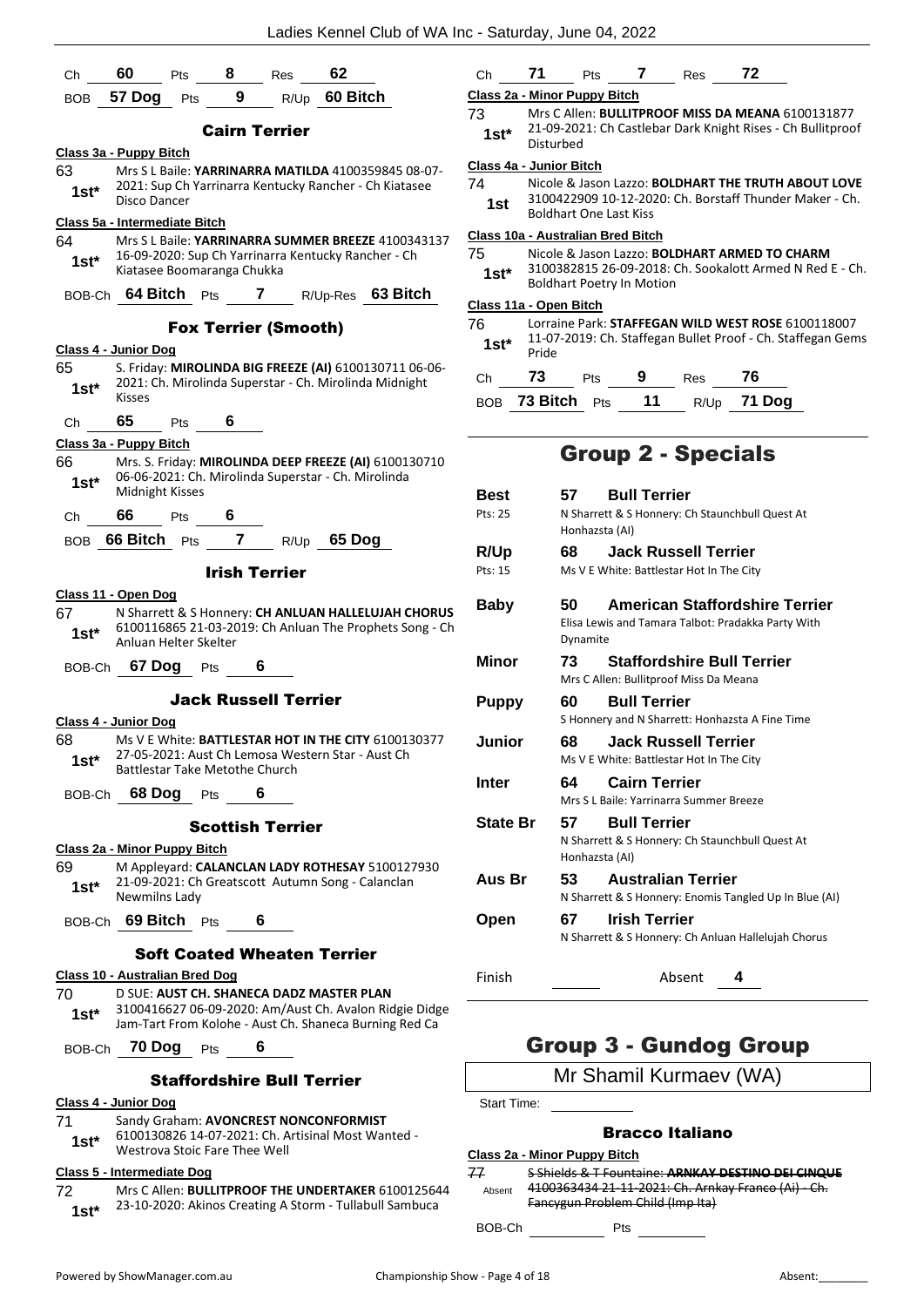Ch **60** Pts **8** Res **62**

BOB **57 Dog** Pts **9** R/Up **60 Bitch**

### Cairn Terrier

**Class 3a - Puppy Bitch**

63 **1st*** Mrs S L Baile: **YARRINARRA MATILDA** 4100359845 08-07-2021: Sup Ch Yarrinarra Kentucky Rancher - Ch Kiatasee Disco Dancer

**Class 5a - Intermediate Bitch**

64 **1st*** Mrs S L Baile: **YARRINARRA SUMMER BREEZE** 4100343137 16-09-2020: Sup Ch Yarrinarra Kentucky Rancher - Ch Kiatasee Boomaranga Chukka

BOB-Ch **64 Bitch** Pts **7** R/Up-Res **63 Bitch**

### Fox Terrier (Smooth)

**Class 4 - Junior Dog**

65 **1st*** S. Friday: **MIROLINDA BIG FREEZE (AI)** 6100130711 06-06-2021: Ch. Mirolinda Superstar - Ch. Mirolinda Midnight Kisses

Ch **65** Pts **6**

**Class 3a - Puppy Bitch**

66 **1st*** Mrs. S. Friday: **MIROLINDA DEEP FREEZE (AI)** 6100130710 06-06-2021: Ch. Mirolinda Superstar - Ch. Mirolinda Midnight Kisses

Ch **66** Pts **6**

BOB **66 Bitch** Pts **7** R/Up **65 Dog**

### Irish Terrier

**Class 11 - Open Dog**

67 **1st*** N Sharrett & S Honnery: **CH ANLUAN HALLELUJAH CHORUS** 6100116865 21-03-2019: Ch Anluan The Prophets Song - Ch Anluan Helter Skelter

BOB-Ch **67 Dog** Pts **6**

### Jack Russell Terrier

**Class 4 - Junior Dog**

68 **1st*** Ms V E White: **BATTLESTAR HOT IN THE CITY** 6100130377 27-05-2021: Aust Ch Lemosa Western Star - Aust Ch Battlestar Take Metothe Church

BOB-Ch **68 Dog** Pts **6**

### Scottish Terrier

**Class 2a - Minor Puppy Bitch**

69 **1st*** M Appleyard: **CALANCLAN LADY ROTHESAY** 5100127930 21-09-2021: Ch Greatscott Autumn Song - Calanclan Newmilns Lady

BOB-Ch **69 Bitch** Pts **6**

### Soft Coated Wheaten Terrier

**Class 10 - Australian Bred Dog**

70 **1st*** D SUE: **AUST CH. SHANECA DADZ MASTER PLAN** 3100416627 06-09-2020: Am/Aust Ch. Avalon Ridgie Didge Jam-Tart From Kolohe - Aust Ch. Shaneca Burning Red Ca

BOB-Ch **70 Dog** Pts **6**

### Staffordshire Bull Terrier

**Class 4 - Junior Dog**

71 **1st*** Sandy Graham: **AVONCREST NONCONFORMIST** 6100130826 14-07-2021: Ch. Artisinal Most Wanted - Westrova Stoic Fare Thee Well

**Class 5 - Intermediate Dog**

72 **1st*** Mrs C Allen: **BULLITPROOF THE UNDERTAKER** 6100125644 23-10-2020: Akinos Creating A Storm - Tullabull Sambuca

Ch **71** Pts **7** Res **72**

**Class 2a - Minor Puppy Bitch**

73 **1st*** Mrs C Allen: **BULLITPROOF MISS DA MEANA** 6100131877 21-09-2021: Ch Castlebar Dark Knight Rises - Ch Bullitproof Disturbed

**Class 4a - Junior Bitch**

74 **1st** Nicole & Jason Lazzo: **BOLDHART THE TRUTH ABOUT LOVE** 3100422909 10-12-2020: Ch. Borstaff Thunder Maker - Ch. Boldhart One Last Kiss

**Class 10a - Australian Bred Bitch**

75 **1st*** Nicole & Jason Lazzo: **BOLDHART ARMED TO CHARM** 3100382815 26-09-2018: Ch. Sookalott Armed N Red E - Ch. Boldhart Poetry In Motion

**Class 11a - Open Bitch**

76 **1st*** Lorraine Park: **STAFFEGAN WILD WEST ROSE** 6100118007 11-07-2019: Ch. Staffegan Bullet Proof - Ch. Staffegan Gems Pride

Ch **73** Pts **9** Res **76**

BOB **73 Bitch** Pts **11** R/Up **71 Dog**

## Group 2 - Specials

| | | |
|---|---|---|
| **Best** (Pts: 25) | 57 | **Bull Terrier** — N Sharrett & S Honnery: Ch Staunchbull Quest At Honhazsta (AI) |
| **R/Up** (Pts: 15) | 68 | **Jack Russell Terrier** — Ms V E White: Battlestar Hot In The City |
| **Baby** | 50 | **American Staffordshire Terrier** — Elisa Lewis and Tamara Talbot: Pradakka Party With Dynamite |
| **Minor** | 73 | **Staffordshire Bull Terrier** — Mrs C Allen: Bullitproof Miss Da Meana |
| **Puppy** | 60 | **Bull Terrier** — S Honnery and N Sharrett: Honhazsta A Fine Time |
| **Junior** | 68 | **Jack Russell Terrier** — Ms V E White: Battlestar Hot In The City |
| **Inter** | 64 | **Cairn Terrier** — Mrs S L Baile: Yarrinarra Summer Breeze |
| **State Br** | 57 | **Bull Terrier** — N Sharrett & S Honnery: Ch Staunchbull Quest At Honhazsta (AI) |
| **Aus Br** | 53 | **Australian Terrier** — N Sharrett & S Honnery: Enomis Tangled Up In Blue (AI) |
| **Open** | 67 | **Irish Terrier** — N Sharrett & S Honnery: Ch Anluan Hallelujah Chorus |

Finish ______ Absent **4**

## Group 3 - Gundog Group

Mr Shamil Kurmaev (WA)

Start Time: ______

### Bracco Italiano

**Class 2a - Minor Puppy Bitch**

~~77 S Shields & T Fountaine: ARNKAY DESTINO DEI CINQUE 4100363434 21-11-2021: Ch. Arnkay Franco (Ai) - Ch. Fancygun Problem Child (Imp Ita)~~ Absent

BOB-Ch ______ Pts ______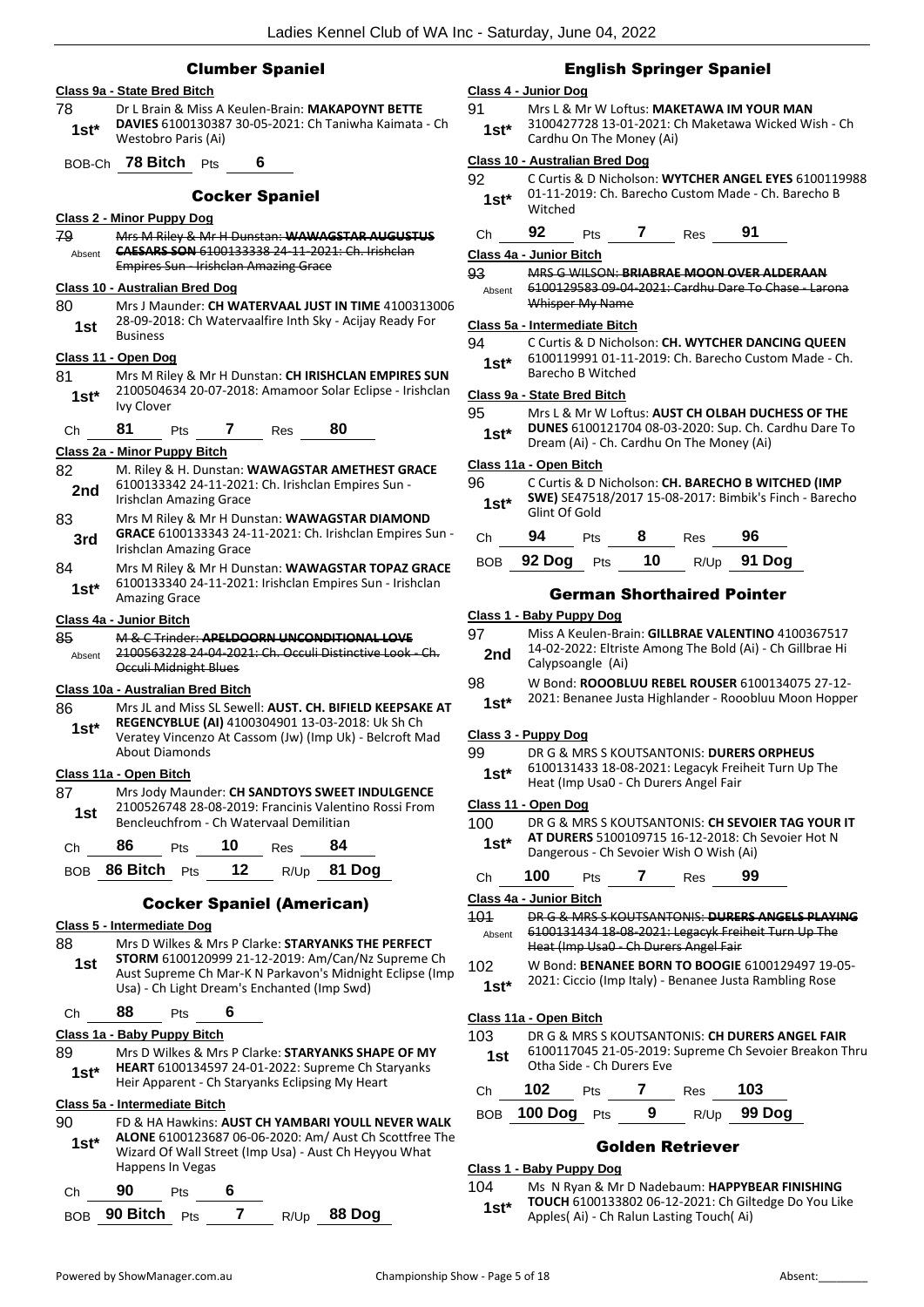## Clumber Spaniel

**Class 9a - State Bred Bitch**

78 — 1st* — Dr L Brain & Miss A Keulen-Brain: **MAKAPOYNT BETTE DAVIES** 6100130387 30-05-2021: Ch Taniwha Kaimata - Ch Westobro Paris (Ai)

BOB-Ch **78 Bitch** Pts **6**

## Cocker Spaniel

**Class 2 - Minor Puppy Dog**

79 — Absent — ~~Mrs M Riley & Mr H Dunstan: **WAWAGSTAR AUGUSTUS CAESARS SON** 6100133338 24-11-2021: Ch. Irishclan Empires Sun - Irishclan Amazing Grace~~

**Class 10 - Australian Bred Dog**

80 — 1st — Mrs J Maunder: **CH WATERVAAL JUST IN TIME** 4100313006 28-09-2018: Ch Watervaalfire Inth Sky - Acijay Ready For Business

**Class 11 - Open Dog**

81 — 1st* — Mrs M Riley & Mr H Dunstan: **CH IRISHCLAN EMPIRES SUN** 2100504634 20-07-2018: Amamoor Solar Eclipse - Irishclan Ivy Clover

Ch **81** Pts **7** Res **80**

**Class 2a - Minor Puppy Bitch**

82 — 2nd — M. Riley & H. Dunstan: **WAWAGSTAR AMETHEST GRACE** 6100133342 24-11-2021: Ch. Irishclan Empires Sun - Irishclan Amazing Grace

83 — 3rd — Mrs M Riley & Mr H Dunstan: **WAWAGSTAR DIAMOND GRACE** 6100133343 24-11-2021: Ch. Irishclan Empires Sun - Irishclan Amazing Grace

84 — 1st* — Mrs M Riley & Mr H Dunstan: **WAWAGSTAR TOPAZ GRACE** 6100133340 24-11-2021: Irishclan Empires Sun - Irishclan Amazing Grace

**Class 4a - Junior Bitch**

85 — Absent — ~~M & C Trinder: **APELDOORN UNCONDITIONAL LOVE** 2100563228 24-04-2021: Ch. Occuli Distinctive Look - Ch. Occuli Midnight Blues~~

**Class 10a - Australian Bred Bitch**

86 — 1st* — Mrs JL and Miss SL Sewell: **AUST. CH. BIFIELD KEEPSAKE AT REGENCYBLUE (AI)** 4100304901 13-03-2018: Uk Sh Ch Veratey Vincenzo At Cassom (Jw) (Imp Uk) - Belcroft Mad About Diamonds

**Class 11a - Open Bitch**

87 — 1st — Mrs Jody Maunder: **CH SANDTOYS SWEET INDULGENCE** 2100526748 28-08-2019: Francinis Valentino Rossi From Bencleuchfrom - Ch Watervaal Demilitian

Ch **86** Pts **10** Res **84**

BOB **86 Bitch** Pts **12** R/Up **81 Dog**

## Cocker Spaniel (American)

**Class 5 - Intermediate Dog**

88 — 1st — Mrs D Wilkes & Mrs P Clarke: **STARYANKS THE PERFECT STORM** 6100120999 21-12-2019: Am/Can/Nz Supreme Ch Aust Supreme Ch Mar-K N Parkavon's Midnight Eclipse (Imp Usa) - Ch Light Dream's Enchanted (Imp Swd)

Ch **88** Pts **6**

**Class 1a - Baby Puppy Bitch**

89 — 1st* — Mrs D Wilkes & Mrs P Clarke: **STARYANKS SHAPE OF MY HEART** 6100134597 24-01-2022: Supreme Ch Staryanks Heir Apparent - Ch Staryanks Eclipsing My Heart

**Class 5a - Intermediate Bitch**

90 — 1st* — FD & HA Hawkins: **AUST CH YAMBARI YOULL NEVER WALK ALONE** 6100123687 06-06-2020: Am/ Aust Ch Scottfree The Wizard Of Wall Street (Imp Usa) - Aust Ch Heyyou What Happens In Vegas

Ch **90** Pts **6**

BOB **90 Bitch** Pts **7** R/Up **88 Dog**

## English Springer Spaniel

**Class 4 - Junior Dog**

91 — 1st* — Mrs L & Mr W Loftus: **MAKETAWA IM YOUR MAN** 3100427728 13-01-2021: Ch Maketawa Wicked Wish - Ch Cardhu On The Money (Ai)

**Class 10 - Australian Bred Dog**

92 — 1st* — C Curtis & D Nicholson: **WYTCHER ANGEL EYES** 6100119988 01-11-2019: Ch. Barecho Custom Made - Ch. Barecho B Witched

Ch **92** Pts **7** Res **91**

**Class 4a - Junior Bitch**

93 — Absent — ~~MRS G WILSON: **BRIABRAE MOON OVER ALDERAAN** 6100129583 09-04-2021: Cardhu Dare To Chase - Larona Whisper My Name~~

**Class 5a - Intermediate Bitch**

94 — 1st* — C Curtis & D Nicholson: **CH. WYTCHER DANCING QUEEN** 6100119991 01-11-2019: Ch. Barecho Custom Made - Ch. Barecho B Witched

**Class 9a - State Bred Bitch**

95 — 1st* — Mrs L & Mr W Loftus: **AUST CH OLBAH DUCHESS OF THE DUNES** 6100121704 08-03-2020: Sup. Ch. Cardhu Dare To Dream (Ai) - Ch. Cardhu On The Money (Ai)

**Class 11a - Open Bitch**

96 — 1st* — C Curtis & D Nicholson: **CH. BARECHO B WITCHED (IMP SWE)** SE47518/2017 15-08-2017: Bimbik's Finch - Barecho Glint Of Gold

Ch **94** Pts **8** Res **96**

BOB **92 Dog** Pts **10** R/Up **91 Dog**

## German Shorthaired Pointer

**Class 1 - Baby Puppy Dog**

97 — 2nd — Miss A Keulen-Brain: **GILLBRAE VALENTINO** 4100367517 14-02-2022: Eltriste Among The Bold (Ai) - Ch Gillbrae Hi Calypsoangle (Ai)

98 — 1st* — W Bond: **ROOOBLUU REBEL ROUSER** 6100134075 27-12-2021: Benanee Justa Highlander - Rooobluu Moon Hopper

**Class 3 - Puppy Dog**

99 — 1st* — DR G & MRS S KOUTSANTONIS: **DURERS ORPHEUS** 6100131433 18-08-2021: Legacyk Freiheit Turn Up The Heat (Imp Usa0 - Ch Durers Angel Fair

**Class 11 - Open Dog**

100 — 1st* — DR G & MRS S KOUTSANTONIS: **CH SEVOIER TAG YOUR IT AT DURERS** 5100109715 16-12-2018: Ch Sevoier Hot N Dangerous - Ch Sevoier Wish O Wish (Ai)

Ch **100** Pts **7** Res **99**

**Class 4a - Junior Bitch**

101 — Absent — ~~DR G & MRS S KOUTSANTONIS: **DURERS ANGELS PLAYING** 6100131434 18-08-2021: Legacyk Freiheit Turn Up The Heat (Imp Usa0 - Ch Durers Angel Fair~~

102 — 1st* — W Bond: **BENANEE BORN TO BOOGIE** 6100129497 19-05-2021: Ciccio (Imp Italy) - Benanee Justa Rambling Rose

**Class 11a - Open Bitch**

103 — 1st — DR G & MRS S KOUTSANTONIS: **CH DURERS ANGEL FAIR** 6100117045 21-05-2019: Supreme Ch Sevoier Breakon Thru Otha Side - Ch Durers Eve

Ch **102** Pts **7** Res **103**

BOB **100 Dog** Pts **9** R/Up **99 Dog**

## Golden Retriever

**Class 1 - Baby Puppy Dog**

104 — 1st* — Ms N Ryan & Mr D Nadebaum: **HAPPYBEAR FINISHING TOUCH** 6100133802 06-12-2021: Ch Giltedge Do You Like Apples( Ai) - Ch Ralun Lasting Touch( Ai)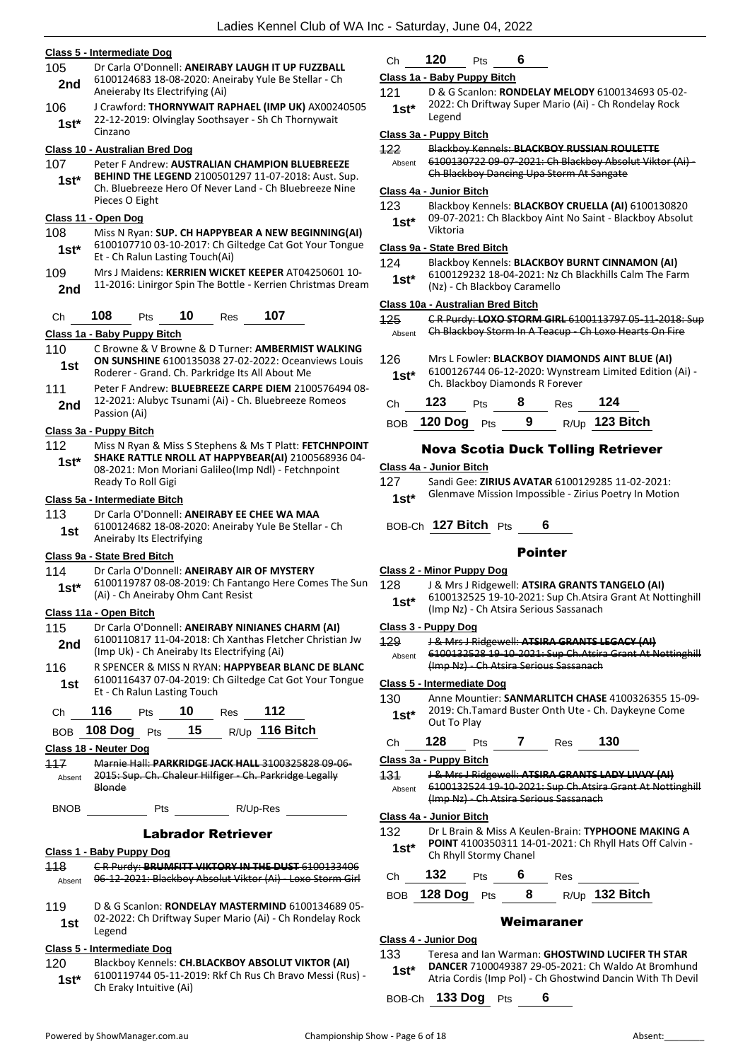### Class 5 - Intermediate Dog

105 **2nd** — Dr Carla O'Donnell: **ANEIRABY LAUGH IT UP FUZZBALL** 6100124683 18-08-2020: Aneiraby Yule Be Stellar - Ch Aneieraby Its Electrifying (Ai)

106 **1st*** — J Crawford: **THORNYWAIT RAPHAEL (IMP UK)** AX00240505 22-12-2019: Olvinglay Soothsayer - Sh Ch Thornywait Cinzano

### Class 10 - Australian Bred Dog

107 **1st*** — Peter F Andrew: **AUSTRALIAN CHAMPION BLUEBREEZE BEHIND THE LEGEND** 2100501297 11-07-2018: Aust. Sup. Ch. Bluebreeze Hero Of Never Land - Ch Bluebreeze Nine Pieces O Eight

### Class 11 - Open Dog

108 **1st*** — Miss N Ryan: **SUP. CH HAPPYBEAR A NEW BEGINNING(AI)** 6100107710 03-10-2017: Ch Giltedge Cat Got Your Tongue Et - Ch Ralun Lasting Touch(Ai)

109 **2nd** — Mrs J Maidens: **KERRIEN WICKET KEEPER** AT04250601 10-11-2016: Linirgor Spin The Bottle - Kerrien Christmas Dream

Ch **108** Pts **10** Res **107**

### Class 1a - Baby Puppy Bitch

110 **1st** — C Browne & V Browne & D Turner: **AMBERMIST WALKING ON SUNSHINE** 6100135038 27-02-2022: Oceanviews Louis Roderer - Grand. Ch. Parkridge Its All About Me

111 **2nd** — Peter F Andrew: **BLUEBREEZE CARPE DIEM** 2100576494 08-12-2021: Alubyc Tsunami (Ai) - Ch. Bluebreeze Romeos Passion (Ai)

### Class 3a - Puppy Bitch

112 **1st*** — Miss N Ryan & Miss S Stephens & Ms T Platt: **FETCHNPOINT SHAKE RATTLE NROLL AT HAPPYBEAR(AI)** 2100568936 04-08-2021: Mon Moriani Galileo(Imp Ndl) - Fetchnpoint Ready To Roll Gigi

### Class 5a - Intermediate Bitch

113 **1st** — Dr Carla O'Donnell: **ANEIRABY EE CHEE WA MAA** 6100124682 18-08-2020: Aneiraby Yule Be Stellar - Ch Aneiraby Its Electrifying

### Class 9a - State Bred Bitch

114 **1st*** — Dr Carla O'Donnell: **ANEIRABY AIR OF MYSTERY** 6100119787 08-08-2019: Ch Fantango Here Comes The Sun (Ai) - Ch Aneiraby Ohm Cant Resist

### Class 11a - Open Bitch

115 **2nd** — Dr Carla O'Donnell: **ANEIRABY NINIANES CHARM (AI)** 6100110817 11-04-2018: Ch Xanthas Fletcher Christian Jw (Imp Uk) - Ch Aneiraby Its Electrifying (Ai)

116 **1st** — R SPENCER & MISS N RYAN: **HAPPYBEAR BLANC DE BLANC** 6100116437 07-04-2019: Ch Giltedge Cat Got Your Tongue Et - Ch Ralun Lasting Touch

Ch **116** Pts **10** Res **112**

BOB **108 Dog** Pts **15** R/Up **116 Bitch**

### Class 18 - Neuter Dog

117 Absent — ~~Marnie Hall: **PARKRIDGE JACK HALL** 3100325828 09-06-2015: Sup. Ch. Chaleur Hilfiger - Ch. Parkridge Legally Blonde~~

BNOB ______ Pts ______ R/Up-Res ______

## Labrador Retriever

### Class 1 - Baby Puppy Dog

118 Absent — ~~C R Purdy: **BRUMFITT VIKTORY IN THE DUST** 6100133406 06-12-2021: Blackboy Absolut Viktor (Ai) - Loxo Storm Girl~~

119 **1st** — D & G Scanlon: **RONDELAY MASTERMIND** 6100134689 05-02-2022: Ch Driftway Super Mario (Ai) - Ch Rondelay Rock Legend

### Class 5 - Intermediate Dog

120 **1st*** — Blackboy Kennels: **CH.BLACKBOY ABSOLUT VIKTOR (AI)** 6100119744 05-11-2019: Rkf Ch Rus Ch Bravo Messi (Rus) - Ch Eraky Intuitive (Ai)

Ch **120** Pts **6**

### Class 1a - Baby Puppy Bitch

121 **1st*** — D & G Scanlon: **RONDELAY MELODY** 6100134693 05-02-2022: Ch Driftway Super Mario (Ai) - Ch Rondelay Rock Legend

### Class 3a - Puppy Bitch

122 Absent — ~~Blackboy Kennels: **BLACKBOY RUSSIAN ROULETTE** 6100130722 09-07-2021: Ch Blackboy Absolut Viktor (Ai) - Ch Blackboy Dancing Upa Storm At Sangate~~

### Class 4a - Junior Bitch

123 **1st*** — Blackboy Kennels: **BLACKBOY CRUELLA (AI)** 6100130820 09-07-2021: Ch Blackboy Aint No Saint - Blackboy Absolut Viktoria

### Class 9a - State Bred Bitch

124 **1st*** — Blackboy Kennels: **BLACKBOY BURNT CINNAMON (AI)** 6100129232 18-04-2021: Nz Ch Blackhills Calm The Farm (Nz) - Ch Blackboy Caramello

### Class 10a - Australian Bred Bitch

125 Absent — ~~C R Purdy: **LOXO STORM GIRL** 6100113797 05-11-2018: Sup Ch Blackboy Storm In A Teacup - Ch Loxo Hearts On Fire~~

126 **1st*** — Mrs L Fowler: **BLACKBOY DIAMONDS AINT BLUE (AI)** 6100126744 06-12-2020: Wynstream Limited Edition (Ai) - Ch. Blackboy Diamonds R Forever

Ch **123** Pts **8** Res **124**

BOB **120 Dog** Pts **9** R/Up **123 Bitch**

## Nova Scotia Duck Tolling Retriever

### Class 4a - Junior Bitch

127 **1st*** — Sandi Gee: **ZIRIUS AVATAR** 6100129285 11-02-2021: Glenmave Mission Impossible - Zirius Poetry In Motion

BOB-Ch **127 Bitch** Pts **6**

## Pointer

### Class 2 - Minor Puppy Dog

128 **1st*** — J & Mrs J Ridgewell: **ATSIRA GRANTS TANGELO (AI)** 6100132525 19-10-2021: Sup Ch.Atsira Grant At Nottinghill (Imp Nz) - Ch Atsira Serious Sassanach

### Class 3 - Puppy Dog

129 Absent — ~~J & Mrs J Ridgewell: **ATSIRA GRANTS LEGACY (AI)** 6100132528 19-10-2021: Sup Ch.Atsira Grant At Nottinghill (Imp Nz) - Ch Atsira Serious Sassanach~~

### Class 5 - Intermediate Dog

130 **1st*** — Anne Mountier: **SANMARLITCH CHASE** 4100326355 15-09-2019: Ch.Tamard Buster Onth Ute - Ch. Daykeyne Come Out To Play

Ch **128** Pts **7** Res **130**

### Class 3a - Puppy Bitch

131 Absent — ~~J & Mrs J Ridgewell: **ATSIRA GRANTS LADY LIVVY (AI)** 6100132524 19-10-2021: Sup Ch.Atsira Grant At Nottinghill (Imp Nz) - Ch Atsira Serious Sassanach~~

### Class 4a - Junior Bitch

132 **1st*** — Dr L Brain & Miss A Keulen-Brain: **TYPHOONE MAKING A POINT** 4100350311 14-01-2021: Ch Rhyll Hats Off Calvin - Ch Rhyll Stormy Chanel

Ch **132** Pts **6** Res ______

BOB **128 Dog** Pts **8** R/Up **132 Bitch**

## Weimaraner

### Class 4 - Junior Dog

133 **1st*** — Teresa and Ian Warman: **GHOSTWIND LUCIFER TH STAR DANCER** 7100049387 29-05-2021: Ch Waldo At Bromhund Atria Cordis (Imp Pol) - Ch Ghostwind Dancin With Th Devil

BOB-Ch **133 Dog** Pts **6**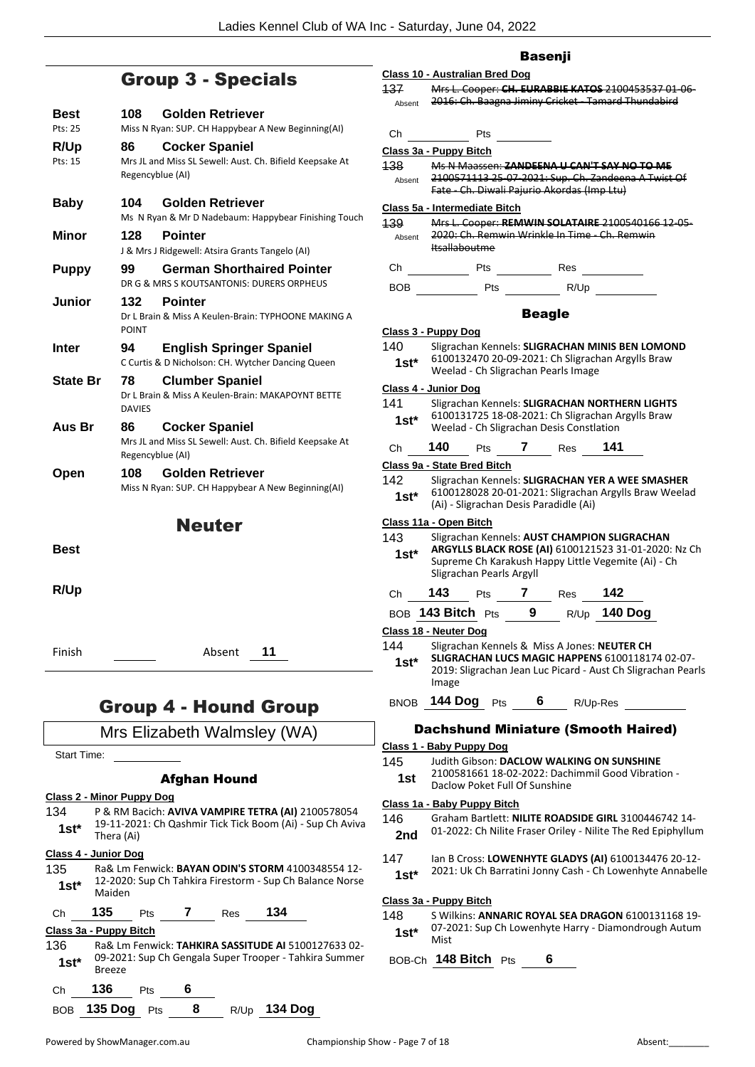## Group 3 - Specials

**Best** — **108 Golden Retriever**
Pts: 25 — Miss N Ryan: SUP. CH Happybear A New Beginning(AI)

**R/Up** — **86 Cocker Spaniel**
Pts: 15 — Mrs JL and Miss SL Sewell: Aust. Ch. Bifield Keepsake At Regencyblue (AI)

**Baby** — **104 Golden Retriever**
Ms N Ryan & Mr D Nadebaum: Happybear Finishing Touch

**Minor** — **128 Pointer**
J & Mrs J Ridgewell: Atsira Grants Tangelo (AI)

**Puppy** — **99 German Shorthaired Pointer**
DR G & MRS S KOUTSANTONIS: DURERS ORPHEUS

**Junior** — **132 Pointer**
Dr L Brain & Miss A Keulen-Brain: TYPHOONE MAKING A POINT

**Inter** — **94 English Springer Spaniel**
C Curtis & D Nicholson: CH. Wytcher Dancing Queen

**State Br** — **78 Clumber Spaniel**
Dr L Brain & Miss A Keulen-Brain: MAKAPOYNT BETTE DAVIES

**Aus Br** — **86 Cocker Spaniel**
Mrs JL and Miss SL Sewell: Aust. Ch. Bifield Keepsake At Regencyblue (AI)

**Open** — **108 Golden Retriever**
Miss N Ryan: SUP. CH Happybear A New Beginning(AI)

## Neuter

**Best**

**R/Up**

Finish ______ Absent 11

## Group 4 - Hound Group

Mrs Elizabeth Walmsley (WA)

Start Time: ______

### Afghan Hound

**Class 2 - Minor Puppy Dog**

134 1st* — P & RM Bacich: **AVIVA VAMPIRE TETRA (AI)** 2100578054 19-11-2021: Ch Qashmir Tick Tick Boom (Ai) - Sup Ch Aviva Thera (Ai)

**Class 4 - Junior Dog**

135 1st* — Ra& Lm Fenwick: **BAYAN ODIN'S STORM** 4100348554 12-12-2020: Sup Ch Tahkira Firestorm - Sup Ch Balance Norse Maiden

Ch 135 Pts 7 Res 134

**Class 3a - Puppy Bitch**

136 1st* — Ra& Lm Fenwick: **TAHKIRA SASSITUDE AI** 5100127633 02-09-2021: Sup Ch Gengala Super Trooper - Tahkira Summer Breeze

Ch 136 Pts 6

BOB 135 Dog Pts 8 R/Up 134 Dog

### Basenji

**Class 10 - Australian Bred Dog**

137 Absent — ~~Mrs L. Cooper: **CH. EURABBIE KATOS** 2100453537 01-06-2016: Ch. Baagna Jiminy Cricket - Tamard Thundabird~~

Ch ______ Pts ______

**Class 3a - Puppy Bitch**

138 Absent — ~~Ms N Maassen: **ZANDEENA U CAN'T SAY NO TO ME** 2100571113 25-07-2021: Sup. Ch. Zandeena A Twist Of Fate - Ch. Diwali Pajurio Akordas (Imp Ltu)~~

**Class 5a - Intermediate Bitch**

139 Absent — ~~Mrs L. Cooper: **REMWIN SOLATAIRE** 2100540166 12-05-2020: Ch. Remwin Wrinkle In Time - Ch. Remwin Itsallaboutme~~

Ch ______ Pts ______ Res ______

BOB ______ Pts ______ R/Up ______

### Beagle

**Class 3 - Puppy Dog**

140 1st* — Sligrachan Kennels: **SLIGRACHAN MINIS BEN LOMOND** 6100132470 20-09-2021: Ch Sligrachan Argylls Braw Weelad - Ch Sligrachan Pearls Image

**Class 4 - Junior Dog**

141 1st* — Sligrachan Kennels: **SLIGRACHAN NORTHERN LIGHTS** 6100131725 18-08-2021: Ch Sligrachan Argylls Braw Weelad - Ch Sligrachan Desis Constlation

Ch 140 Pts 7 Res 141

**Class 9a - State Bred Bitch**

142 1st* — Sligrachan Kennels: **SLIGRACHAN YER A WEE SMASHER** 6100128028 20-01-2021: Sligrachan Argylls Braw Weelad (Ai) - Sligrachan Desis Paradidle (Ai)

**Class 11a - Open Bitch**

143 1st* — Sligrachan Kennels: **AUST CHAMPION SLIGRACHAN ARGYLLS BLACK ROSE (AI)** 6100121523 31-01-2020: Nz Ch Supreme Ch Karakush Happy Little Vegemite (Ai) - Ch Sligrachan Pearls Argyll

Ch 143 Pts 7 Res 142

BOB 143 Bitch Pts 9 R/Up 140 Dog

**Class 18 - Neuter Dog**

144 1st* — Sligrachan Kennels & Miss A Jones: **NEUTER CH SLIGRACHAN LUCS MAGIC HAPPENS** 6100118174 02-07-2019: Sligrachan Jean Luc Picard - Aust Ch Sligrachan Pearls Image

BNOB 144 Dog Pts 6 R/Up-Res ______

### Dachshund Miniature (Smooth Haired)

**Class 1 - Baby Puppy Dog**

145 1st — Judith Gibson: **DACLOW WALKING ON SUNSHINE** 2100581661 18-02-2022: Dachimmil Good Vibration - Daclow Poket Full Of Sunshine

**Class 1a - Baby Puppy Bitch**

146 2nd — Graham Bartlett: **NILITE ROADSIDE GIRL** 3100446742 14-01-2022: Ch Nilite Fraser Oriley - Nilite The Red Epiphyllum

147 1st* — Ian B Cross: **LOWENHYTE GLADYS (AI)** 6100134476 20-12-2021: Uk Ch Barratini Jonny Cash - Ch Lowenhyte Annabelle

**Class 3a - Puppy Bitch**

148 1st* — S Wilkins: **ANNARIC ROYAL SEA DRAGON** 6100131168 19-07-2021: Sup Ch Lowenhyte Harry - Diamondrough Autum Mist

BOB-Ch 148 Bitch Pts 6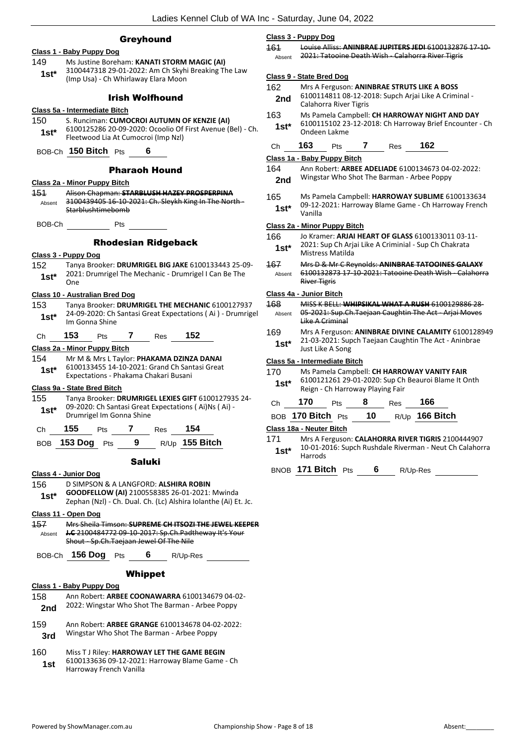## Greyhound

**Class 1 - Baby Puppy Dog**

149 **1st*** Ms Justine Boreham: **KANATI STORM MAGIC (AI)** 3100447318 29-01-2022: Am Ch Skyhi Breaking The Law (Imp Usa) - Ch Whirlaway Elara Moon

## Irish Wolfhound

**Class 5a - Intermediate Bitch**

150 **1st*** S. Runciman: **CUMOCROI AUTUMN OF KENZIE (AI)** 6100125286 20-09-2020: Ocoolio Of First Avenue (Bel) - Ch. Fleetwood Lia At Cumocroi (Imp Nzl)

BOB-Ch **150 Bitch** Pts **6**

## Pharaoh Hound

**Class 2a - Minor Puppy Bitch**

151 Absent ~~Alison Chapman: **STARBLUSH HAZEY PROSPERPINA** 3100439405 16-10-2021: Ch. Sleykh King In The North - Starblushtimebomb~~

BOB-Ch Pts

## Rhodesian Ridgeback

**Class 3 - Puppy Dog**

152 **1st*** Tanya Brooker: **DRUMRIGEL BIG JAKE** 6100133443 25-09-2021: Drumrigel The Mechanic - Drumrigel I Can Be The One

**Class 10 - Australian Bred Dog**

153 **1st*** Tanya Brooker: **DRUMRIGEL THE MECHANIC** 6100127937 24-09-2020: Ch Santasi Great Expectations ( Ai ) - Drumrigel Im Gonna Shine

Ch **153** Pts **7** Res **152**

**Class 2a - Minor Puppy Bitch**

154 **1st*** Mr M & Mrs L Taylor: **PHAKAMA DZINZA DANAI** 6100133455 14-10-2021: Grand Ch Santasi Great Expectations - Phakama Chakari Busani

**Class 9a - State Bred Bitch**

155 **1st*** Tanya Brooker: **DRUMRIGEL LEXIES GIFT** 6100127935 24-09-2020: Ch Santasi Great Expectations ( Ai)Ns ( Ai) - Drumrigel Im Gonna Shine

Ch **155** Pts **7** Res **154**

BOB **153 Dog** Pts **9** R/Up **155 Bitch**

## Saluki

**Class 4 - Junior Dog**

156 **1st*** D SIMPSON & A LANGFORD: **ALSHIRA ROBIN GOODFELLOW (AI)** 2100558385 26-01-2021: Mwinda Zephan (Nzl) - Ch. Dual. Ch. (Lc) Alshira Iolanthe (Ai) Et. Jc.

**Class 11 - Open Dog**

157 Absent ~~Mrs Sheila Timson: **SUPREME CH ITSOZI THE JEWEL KEEPER J.C** 2100484772 09-10-2017: Sp.Ch.Padtheway It's Your Shout - Sp.Ch.Taejaan Jewel Of The Nile~~

BOB-Ch **156 Dog** Pts **6** R/Up-Res

## Whippet

**Class 1 - Baby Puppy Dog**

158 **2nd** Ann Robert: **ARBEE COONAWARRA** 6100134679 04-02-2022: Wingstar Who Shot The Barman - Arbee Poppy

159 **3rd** Ann Robert: **ARBEE GRANGE** 6100134678 04-02-2022: Wingstar Who Shot The Barman - Arbee Poppy

160 **1st** Miss T J Riley: **HARROWAY LET THE GAME BEGIN** 6100133636 09-12-2021: Harroway Blame Game - Ch Harroway French Vanilla

**Class 3 - Puppy Dog**

161 Absent ~~Louise Alliss: **ANINBRAE JUPITERS JEDI** 6100132876 17-10-2021: Tatooine Death Wish - Calahorra River Tigris~~

**Class 9 - State Bred Dog**

162 **2nd** Mrs A Ferguson: **ANINBRAE STRUTS LIKE A BOSS** 6100114811 08-12-2018: Supch Arjai Like A Criminal - Calahorra River Tigris

163 **1st*** Ms Pamela Campbell: **CH HARROWAY NIGHT AND DAY** 6100115102 23-12-2018: Ch Harroway Brief Encounter - Ch Ondeen Lakme

Ch **163** Pts **7** Res **162**

**Class 1a - Baby Puppy Bitch**

164 **2nd** Ann Robert: **ARBEE ADELIADE** 6100134673 04-02-2022: Wingstar Who Shot The Barman - Arbee Poppy

165 **1st*** Ms Pamela Campbell: **HARROWAY SUBLIME** 6100133634 09-12-2021: Harroway Blame Game - Ch Harroway French Vanilla

**Class 2a - Minor Puppy Bitch**

166 **1st*** Jo Kramer: **ARJAI HEART OF GLASS** 6100133011 03-11-2021: Sup Ch Arjai Like A Criminial - Sup Ch Chakrata Mistress Matilda

167 Absent ~~Mrs D & Mr C Reynolds: **ANINBRAE TATOOINES GALAXY** 6100132873 17-10-2021: Tatooine Death Wish - Calahorra River Tigris~~

**Class 4a - Junior Bitch**

168 Absent ~~MISS K BELL: **WHIPSIKAL WHAT A RUSH** 6100129886 28-05-2021: Sup.Ch.Taejaan Caughtin The Act - Arjai Moves Like A Criminal~~

169 **1st*** Mrs A Ferguson: **ANINBRAE DIVINE CALAMITY** 6100128949 21-03-2021: Supch Taejaan Caughtin The Act - Aninbrae Just Like A Song

**Class 5a - Intermediate Bitch**

170 **1st*** Ms Pamela Campbell: **CH HARROWAY VANITY FAIR** 6100121261 29-01-2020: Sup Ch Beauroi Blame It Onth Reign - Ch Harroway Playing Fair

Ch **170** Pts **8** Res **166**

BOB **170 Bitch** Pts **10** R/Up **166 Bitch**

**Class 18a - Neuter Bitch**

171 **1st*** Mrs A Ferguson: **CALAHORRA RIVER TIGRIS** 2100444907 10-01-2016: Supch Rushdale Riverman - Neut Ch Calahorra Harrods

BNOB **171 Bitch** Pts **6** R/Up-Res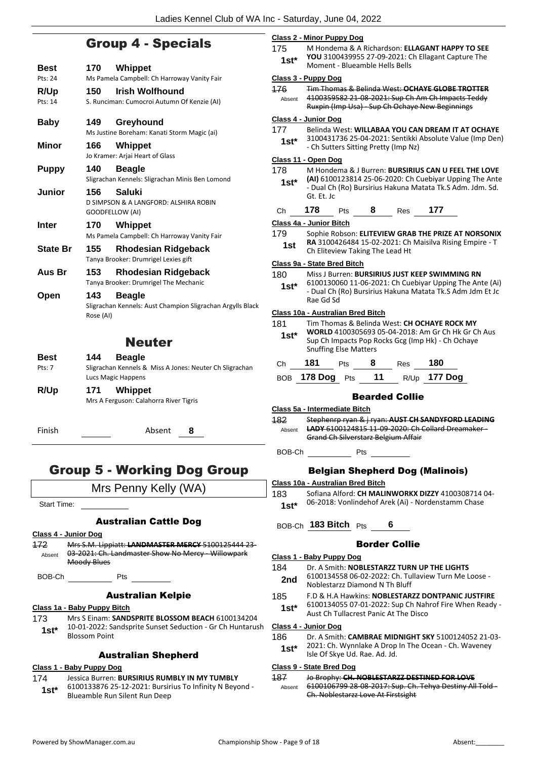## Group 4 - Specials

| | | |
|---|---|---|
| **Best** | **170** | **Whippet** |
| Pts: 24 | | Ms Pamela Campbell: Ch Harroway Vanity Fair |
| **R/Up** | **150** | **Irish Wolfhound** |
| Pts: 14 | | S. Runciman: Cumocroi Autumn Of Kenzie (AI) |
| **Baby** | **149** | **Greyhound** |
| | | Ms Justine Boreham: Kanati Storm Magic (ai) |
| **Minor** | **166** | **Whippet** |
| | | Jo Kramer: Arjai Heart of Glass |
| **Puppy** | **140** | **Beagle** |
| | | Sligrachan Kennels: Sligrachan Minis Ben Lomond |
| **Junior** | **156** | **Saluki** |
| | | D SIMPSON & A LANGFORD: ALSHIRA ROBIN GOODFELLOW (AI) |
| **Inter** | **170** | **Whippet** |
| | | Ms Pamela Campbell: Ch Harroway Vanity Fair |
| **State Br** | **155** | **Rhodesian Ridgeback** |
| | | Tanya Brooker: Drumrigel Lexies gift |
| **Aus Br** | **153** | **Rhodesian Ridgeback** |
| | | Tanya Brooker: Drumrigel The Mechanic |
| **Open** | **143** | **Beagle** |
| | | Sligrachan Kennels: Aust Champion Sligrachan Argylls Black Rose (AI) |

## Neuter

| | | |
|---|---|---|
| **Best** | **144** | **Beagle** |
| Pts: 7 | | Sligrachan Kennels & Miss A Jones: Neuter Ch Sligrachan Lucs Magic Happens |
| **R/Up** | **171** | **Whippet** |
| | | Mrs A Ferguson: Calahorra River Tigris |

Finish ______ Absent **8**

# Group 5 - Working Dog Group

Mrs Penny Kelly (WA)

Start Time: ______

### Australian Cattle Dog

**Class 4 - Junior Dog**

172 ~~Mrs S.M. Lippiatt: **LANDMASTER MERCY** 5100125444 23-03-2021: Ch. Landmaster Show No Mercy - Willowpark Moody Blues~~
Absent

BOB-Ch ______ Pts ______

### Australian Kelpie

**Class 1a - Baby Puppy Bitch**

173 Mrs S Einam: **SANDSPRITE BLOSSOM BEACH** 6100134204 10-01-2022: Sandsprite Sunset Seduction - Gr Ch Huntarush Blossom Point
**1st***

### Australian Shepherd

**Class 1 - Baby Puppy Dog**

174 Jessica Burren: **BURSIRIUS RUMBLY IN MY TUMBLY** 6100133876 25-12-2021: Bursirius To Infinity N Beyond - Blueamble Run Silent Run Deep
**1st***

**Class 2 - Minor Puppy Dog**

175 M Hondema & A Richardson: **ELLAGANT HAPPY TO SEE YOU** 3100439955 27-09-2021: Ch Ellagant Capture The Moment - Blueamble Hells Bells
**1st***

**Class 3 - Puppy Dog**

176 ~~Tim Thomas & Belinda West: **OCHAYE GLOBE TROTTER** 4100359582 21-08-2021: Sup Ch Am Ch Impacts Teddy Ruxpin (Imp Usa) - Sup Ch Ochaye New Beginnings~~
Absent

**Class 4 - Junior Dog**

177 Belinda West: **WILLABAA YOU CAN DREAM IT AT OCHAYE** 3100431736 25-04-2021: Sentikki Absolute Value (Imp Den) - Ch Sutters Sitting Pretty (Imp Nz)
**1st***

**Class 11 - Open Dog**

178 M Hondema & J Burren: **BURSIRIUS CAN U FEEL THE LOVE (AI)** 6100123814 25-06-2020: Ch Cuebiyar Upping The Ante - Dual Ch (Ro) Bursirius Hakuna Matata Tk.S Adm. Jdm. Sd. Gt. Et. Jc
**1st***

Ch **178** Pts **8** Res **177**

**Class 4a - Junior Bitch**

179 Sophie Robson: **ELITEVIEW GRAB THE PRIZE AT NORSONIX RA** 3100426484 15-02-2021: Ch Maisilva Rising Empire - T Ch Eliteview Taking The Lead Ht
**1st**

**Class 9a - State Bred Bitch**

180 Miss J Burren: **BURSIRIUS JUST KEEP SWIMMING RN** 6100130060 11-06-2021: Ch Cuebiyar Upping The Ante (Ai) - Dual Ch (Ro) Bursirius Hakuna Matata Tk.S Adm Jdm Et Jc Rae Gd Sd
**1st***

**Class 10a - Australian Bred Bitch**

181 Tim Thomas & Belinda West: **CH OCHAYE ROCK MY WORLD** 4100305693 05-04-2018: Am Gr Ch Hk Gr Ch Aus Sup Ch Impacts Pop Rocks Gcg (Imp Hk) - Ch Ochaye Snuffing Else Matters
**1st***

Ch **181** Pts **8** Res **180**

BOB **178 Dog** Pts **11** R/Up **177 Dog**

### Bearded Collie

**Class 5a - Intermediate Bitch**

182 ~~Stephenrp ryan & j ryan: **AUST CH SANDYFORD LEADING LADY** 6100124815 11-09-2020: Ch Collard Dreamaker - Grand Ch Silverstarz Belgium Affair~~
Absent

BOB-Ch ______ Pts ______

### Belgian Shepherd Dog (Malinois)

**Class 10a - Australian Bred Bitch**

183 Sofiana Alford: **CH MALINWORKX DIZZY** 4100308714 04-06-2018: Vonlindehof Arek (Ai) - Nordenstamm Chase
**1st***

BOB-Ch **183 Bitch** Pts **6**

### Border Collie

**Class 1 - Baby Puppy Dog**

184 Dr. A Smith: **NOBLESTARZZ TURN UP THE LIGHTS** 6100134558 06-02-2022: Ch. Tullaview Turn Me Loose - Noblestarzz Diamond N Th Bluff
**2nd**

185 F.D & H.A Hawkins: **NOBLESTARZZ DONTPANIC JUSTFIRE** 6100134055 07-01-2022: Sup Ch Nahrof Fire When Ready - Aust Ch Tullacrest Panic At The Disco
**1st***

**Class 4 - Junior Dog**

186 Dr. A Smith: **CAMBRAE MIDNIGHT SKY** 5100124052 21-03-2021: Ch. Wynnlake A Drop In The Ocean - Ch. Waveney Isle Of Skye Ud. Rae. Ad. Jd.
**1st***

**Class 9 - State Bred Dog**

187 ~~Jo Brophy: **CH. NOBLESTARZZ DESTINED FOR LOVE** 6100106799 28-08-2017: Sup. Ch. Tehya Destiny All Told - Ch. Noblestarzz Love At Firstsight~~
Absent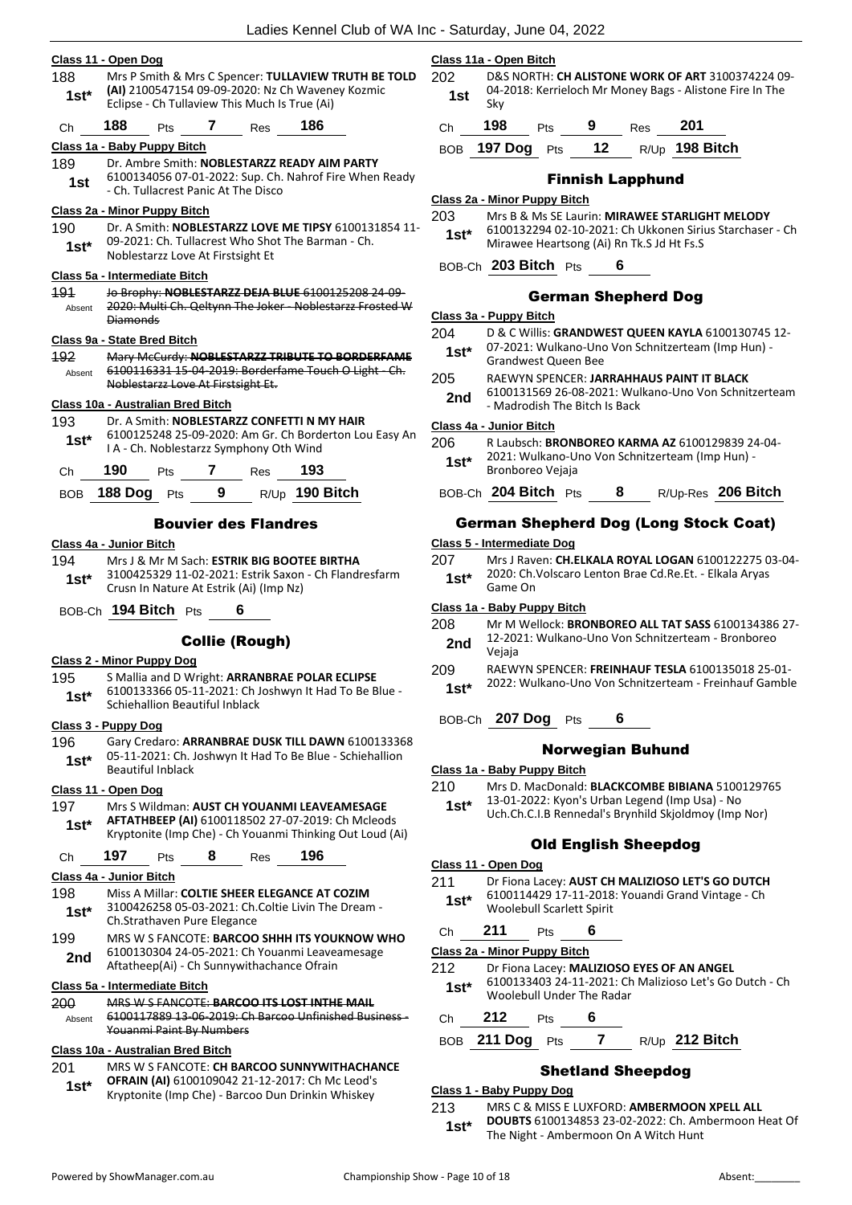**Class 11 - Open Dog**

188 — 1st* — Mrs P Smith & Mrs C Spencer: **TULLAVIEW TRUTH BE TOLD (AI)** 2100547154 09-09-2020: Nz Ch Waveney Kozmic Eclipse - Ch Tullaview This Much Is True (Ai)

Ch 188 Pts 7 Res 186

**Class 1a - Baby Puppy Bitch**

189 — 1st — Dr. Ambre Smith: **NOBLESTARZZ READY AIM PARTY** 6100134056 07-01-2022: Sup. Ch. Nahrof Fire When Ready - Ch. Tullacrest Panic At The Disco

**Class 2a - Minor Puppy Bitch**

190 — 1st* — Dr. A Smith: **NOBLESTARZZ LOVE ME TIPSY** 6100131854 11-09-2021: Ch. Tullacrest Who Shot The Barman - Ch. Noblestarzz Love At Firstsight Et

**Class 5a - Intermediate Bitch**

191 — Absent — ~~Jo Brophy: **NOBLESTARZZ DEJA BLUE** 6100125208 24-09-2020: Multi Ch. Qeltynn The Joker - Noblestarzz Frosted W Diamonds~~

**Class 9a - State Bred Bitch**

192 — Absent — ~~Mary McCurdy: **NOBLESTARZZ TRIBUTE TO BORDERFAME** 6100116331 15-04-2019: Borderfame Touch O Light - Ch. Noblestarzz Love At Firstsight Et.~~

**Class 10a - Australian Bred Bitch**

193 — 1st* — Dr. A Smith: **NOBLESTARZZ CONFETTI N MY HAIR** 6100125248 25-09-2020: Am Gr. Ch Borderton Lou Easy An I A - Ch. Noblestarzz Symphony Oth Wind

Ch 190 Pts 7 Res 193

BOB 188 Dog Pts 9 R/Up 190 Bitch

## Bouvier des Flandres

**Class 4a - Junior Bitch**

194 — 1st* — Mrs J & Mr M Sach: **ESTRIK BIG BOOTEE BIRTHA** 3100425329 11-02-2021: Estrik Saxon - Ch Flandresfarm Crusn In Nature At Estrik (Ai) (Imp Nz)

BOB-Ch 194 Bitch Pts 6

## Collie (Rough)

**Class 2 - Minor Puppy Dog**

195 — 1st* — S Mallia and D Wright: **ARRANBRAE POLAR ECLIPSE** 6100133366 05-11-2021: Ch Joshwyn It Had To Be Blue - Schiehallion Beautiful Inblack

**Class 3 - Puppy Dog**

196 — 1st* — Gary Credaro: **ARRANBRAE DUSK TILL DAWN** 6100133368 05-11-2021: Ch. Joshwyn It Had To Be Blue - Schiehallion Beautiful Inblack

**Class 11 - Open Dog**

197 — 1st* — Mrs S Wildman: **AUST CH YOUANMI LEAVEAMESAGE AFTATHBEEP (AI)** 6100118502 27-07-2019: Ch Mcleods Kryptonite (Imp Che) - Ch Youanmi Thinking Out Loud (Ai)

Ch 197 Pts 8 Res 196

**Class 4a - Junior Bitch**

198 — 1st* — Miss A Millar: **COLTIE SHEER ELEGANCE AT COZIM** 3100426258 05-03-2021: Ch.Coltie Livin The Dream - Ch.Strathaven Pure Elegance

199 — 2nd — MRS W S FANCOTE: **BARCOO SHHH ITS YOUKNOW WHO** 6100130304 24-05-2021: Ch Youanmi Leaveamesage Aftatheep(Ai) - Ch Sunnywithachance Ofrain

**Class 5a - Intermediate Bitch**

200 — Absent — ~~MRS W S FANCOTE: **BARCOO ITS LOST INTHE MAIL** 6100117889 13-06-2019: Ch Barcoo Unfinished Business - Youanmi Paint By Numbers~~

**Class 10a - Australian Bred Bitch**

201 — 1st* — MRS W S FANCOTE: **CH BARCOO SUNNYWITHACHANCE OFRAIN (AI)** 6100109042 21-12-2017: Ch Mc Leod's Kryptonite (Imp Che) - Barcoo Dun Drinkin Whiskey

**Class 11a - Open Bitch**

202 — 1st — D&S NORTH: **CH ALISTONE WORK OF ART** 3100374224 09-04-2018: Kerrieloch Mr Money Bags - Alistone Fire In The Sky

Ch 198 Pts 9 Res 201

BOB 197 Dog Pts 12 R/Up 198 Bitch

## Finnish Lapphund

**Class 2a - Minor Puppy Bitch**

203 — 1st* — Mrs B & Ms SE Laurin: **MIRAWEE STARLIGHT MELODY** 6100132294 02-10-2021: Ch Ukkonen Sirius Starchaser - Ch Mirawee Heartsong (Ai) Rn Tk.S Jd Ht Fs.S

BOB-Ch 203 Bitch Pts 6

## German Shepherd Dog

**Class 3a - Puppy Bitch**

204 — 1st* — D & C Willis: **GRANDWEST QUEEN KAYLA** 6100130745 12-07-2021: Wulkano-Uno Von Schnitzerteam (Imp Hun) - Grandwest Queen Bee

205 — 2nd — RAEWYN SPENCER: **JARRAHHAUS PAINT IT BLACK** 6100131569 26-08-2021: Wulkano-Uno Von Schnitzerteam - Madrodish The Bitch Is Back

**Class 4a - Junior Bitch**

206 — 1st* — R Laubsch: **BRONBOREO KARMA AZ** 6100129839 24-04-2021: Wulkano-Uno Von Schnitzerteam (Imp Hun) - Bronboreo Vejaja

BOB-Ch 204 Bitch Pts 8 R/Up-Res 206 Bitch

## German Shepherd Dog (Long Stock Coat)

**Class 5 - Intermediate Dog**

207 — 1st* — Mrs J Raven: **CH.ELKALA ROYAL LOGAN** 6100122275 03-04-2020: Ch.Volscaro Lenton Brae Cd.Re.Et. - Elkala Aryas Game On

**Class 1a - Baby Puppy Bitch**

208 — 2nd — Mr M Wellock: **BRONBOREO ALL TAT SASS** 6100134386 27-12-2021: Wulkano-Uno Von Schnitzerteam - Bronboreo Vejaja

209 — 1st* — RAEWYN SPENCER: **FREINHAUF TESLA** 6100135018 25-01-2022: Wulkano-Uno Von Schnitzerteam - Freinhauf Gamble

BOB-Ch 207 Dog Pts 6

## Norwegian Buhund

**Class 1a - Baby Puppy Bitch**

210 — 1st* — Mrs D. MacDonald: **BLACKCOMBE BIBIANA** 5100129765 13-01-2022: Kyon's Urban Legend (Imp Usa) - No Uch.Ch.C.I.B Rennedal's Brynhild Skjoldmoy (Imp Nor)

## Old English Sheepdog

**Class 11 - Open Dog**

211 — 1st* — Dr Fiona Lacey: **AUST CH MALIZIOSO LET'S GO DUTCH** 6100114429 17-11-2018: Youandi Grand Vintage - Ch Woolebull Scarlett Spirit

Ch 211 Pts 6

**Class 2a - Minor Puppy Bitch**

212 — 1st* — Dr Fiona Lacey: **MALIZIOSO EYES OF AN ANGEL** 6100133403 24-11-2021: Ch Malizioso Let's Go Dutch - Ch Woolebull Under The Radar

Ch 212 Pts 6

BOB 211 Dog Pts 7 R/Up 212 Bitch

## Shetland Sheepdog

**Class 1 - Baby Puppy Dog**

213 — 1st* — MRS C & MISS E LUXFORD: **AMBERMOON XPELL ALL DOUBTS** 6100134853 23-02-2022: Ch. Ambermoon Heat Of The Night - Ambermoon On A Witch Hunt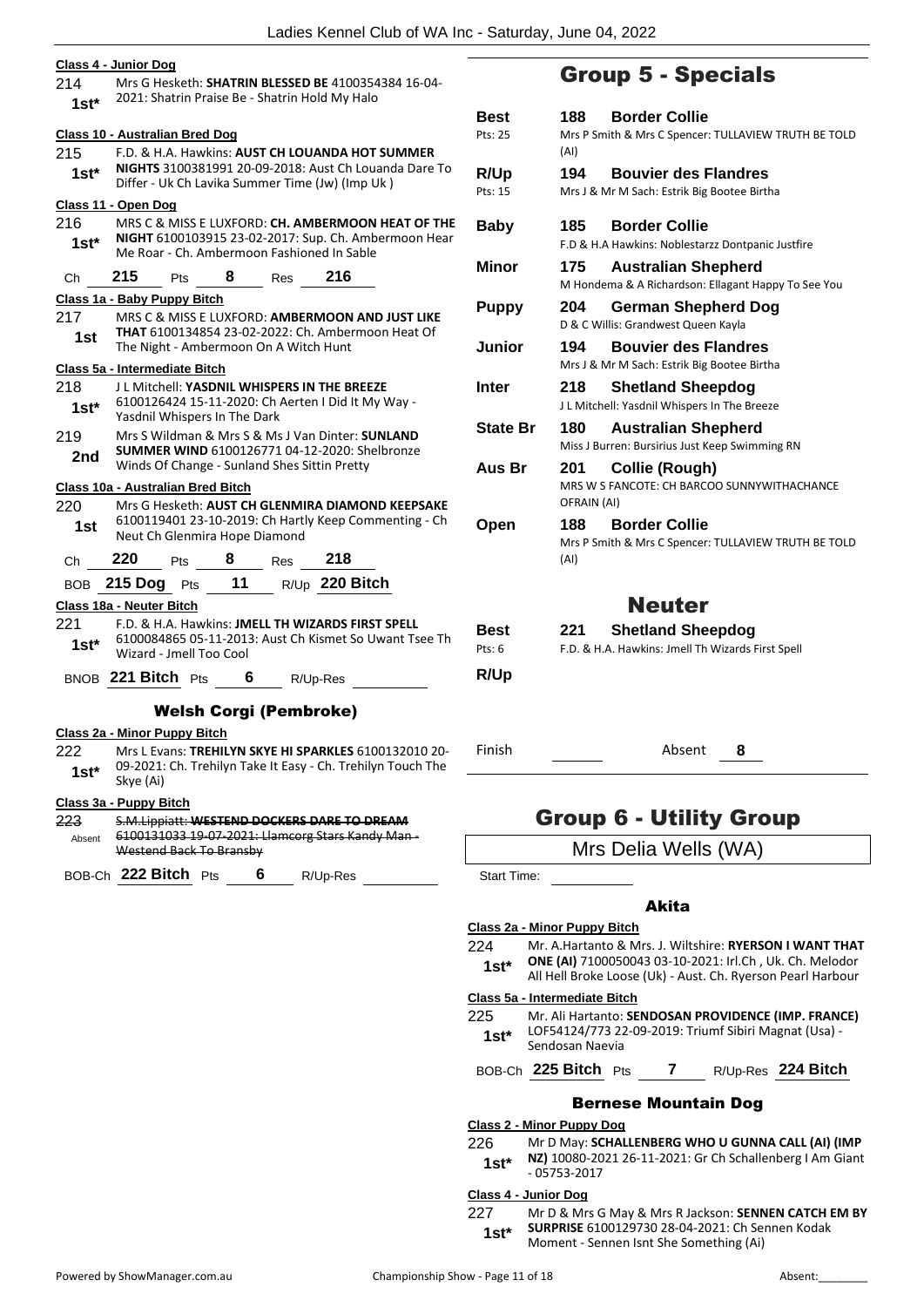**Class 4 - Junior Dog**

214 — **1st*** — Mrs G Hesketh: **SHATRIN BLESSED BE** 4100354384 16-04-2021: Shatrin Praise Be - Shatrin Hold My Halo

**Class 10 - Australian Bred Dog**

215 — **1st*** — F.D. & H.A. Hawkins: **AUST CH LOUANDA HOT SUMMER NIGHTS** 3100381991 20-09-2018: Aust Ch Louanda Dare To Differ - Uk Ch Lavika Summer Time (Jw) (Imp Uk )

**Class 11 - Open Dog**

216 — **1st*** — MRS C & MISS E LUXFORD: **CH. AMBERMOON HEAT OF THE NIGHT** 6100103915 23-02-2017: Sup. Ch. Ambermoon Hear Me Roar - Ch. Ambermoon Fashioned In Sable

Ch 215 Pts 8 Res 216

**Class 1a - Baby Puppy Bitch**

217 — **1st** — MRS C & MISS E LUXFORD: **AMBERMOON AND JUST LIKE THAT** 6100134854 23-02-2022: Ch. Ambermoon Heat Of The Night - Ambermoon On A Witch Hunt

**Class 5a - Intermediate Bitch**

218 — **1st*** — J L Mitchell: **YASDNIL WHISPERS IN THE BREEZE** 6100126424 15-11-2020: Ch Aerten I Did It My Way - Yasdnil Whispers In The Dark

219 — **2nd** — Mrs S Wildman & Mrs S & Ms J Van Dinter: **SUNLAND SUMMER WIND** 6100126771 04-12-2020: Shelbronze Winds Of Change - Sunland Shes Sittin Pretty

**Class 10a - Australian Bred Bitch**

220 — **1st** — Mrs G Hesketh: **AUST CH GLENMIRA DIAMOND KEEPSAKE** 6100119401 23-10-2019: Ch Hartly Keep Commenting - Ch Neut Ch Glenmira Hope Diamond

Ch 220 Pts 8 Res 218

BOB 215 Dog Pts 11 R/Up 220 Bitch

**Class 18a - Neuter Bitch**

221 — **1st*** — F.D. & H.A. Hawkins: **JMELL TH WIZARDS FIRST SPELL** 6100084865 05-11-2013: Aust Ch Kismet So Uwant Tsee Th Wizard - Jmell Too Cool

BNOB 221 Bitch Pts 6 R/Up-Res

### Welsh Corgi (Pembroke)

**Class 2a - Minor Puppy Bitch**

222 — **1st*** — Mrs L Evans: **TREHILYN SKYE HI SPARKLES** 6100132010 20-09-2021: Ch. Trehilyn Take It Easy - Ch. Trehilyn Touch The Skye (Ai)

**Class 3a - Puppy Bitch**

223 — Absent — ~~S.M.Lippiatt: **WESTEND DOCKERS DARE TO DREAM** 6100131033 19-07-2021: Llamcorg Stars Kandy Man - Westend Back To Bransby~~

BOB-Ch 222 Bitch Pts 6 R/Up-Res

## Group 5 - Specials

| | | | |
|---|---|---|---|
| **Best** (Pts: 25) | 188 | **Border Collie** | Mrs P Smith & Mrs C Spencer: TULLAVIEW TRUTH BE TOLD (AI) |
| **R/Up** (Pts: 15) | 194 | **Bouvier des Flandres** | Mrs J & Mr M Sach: Estrik Big Bootee Birtha |
| **Baby** | 185 | **Border Collie** | F.D & H.A Hawkins: Noblestarzz Dontpanic Justfire |
| **Minor** | 175 | **Australian Shepherd** | M Hondema & A Richardson: Ellagant Happy To See You |
| **Puppy** | 204 | **German Shepherd Dog** | D & C Willis: Grandwest Queen Kayla |
| **Junior** | 194 | **Bouvier des Flandres** | Mrs J & Mr M Sach: Estrik Big Bootee Birtha |
| **Inter** | 218 | **Shetland Sheepdog** | J L Mitchell: Yasdnil Whispers In The Breeze |
| **State Br** | 180 | **Australian Shepherd** | Miss J Burren: Bursirius Just Keep Swimming RN |
| **Aus Br** | 201 | **Collie (Rough)** | MRS W S FANCOTE: CH BARCOO SUNNYWITHACHANCE OFRAIN (AI) |
| **Open** | 188 | **Border Collie** | Mrs P Smith & Mrs C Spencer: TULLAVIEW TRUTH BE TOLD (AI) |

## Neuter

| | | | |
|---|---|---|---|
| **Best** (Pts: 6) | 221 | **Shetland Sheepdog** | F.D. & H.A. Hawkins: Jmell Th Wizards First Spell |
| **R/Up** | | | |

Finish ______ Absent 8

## Group 6 - Utility Group

Mrs Delia Wells (WA)

Start Time: ______

### Akita

**Class 2a - Minor Puppy Bitch**

224 — **1st*** — Mr. A.Hartanto & Mrs. J. Wiltshire: **RYERSON I WANT THAT ONE (AI)** 7100050043 03-10-2021: Irl.Ch , Uk. Ch. Melodor All Hell Broke Loose (Uk) - Aust. Ch. Ryerson Pearl Harbour

**Class 5a - Intermediate Bitch**

225 — **1st*** — Mr. Ali Hartanto: **SENDOSAN PROVIDENCE (IMP. FRANCE)** LOF54124/773 22-09-2019: Triumf Sibiri Magnat (Usa) - Sendosan Naevia

BOB-Ch 225 Bitch Pts 7 R/Up-Res 224 Bitch

### Bernese Mountain Dog

**Class 2 - Minor Puppy Dog**

226 — **1st*** — Mr D May: **SCHALLENBERG WHO U GUNNA CALL (AI) (IMP NZ)** 10080-2021 26-11-2021: Gr Ch Schallenberg I Am Giant - 05753-2017

**Class 4 - Junior Dog**

227 — **1st*** — Mr D & Mrs G May & Mrs R Jackson: **SENNEN CATCH EM BY SURPRISE** 6100129730 28-04-2021: Ch Sennen Kodak Moment - Sennen Isnt She Something (Ai)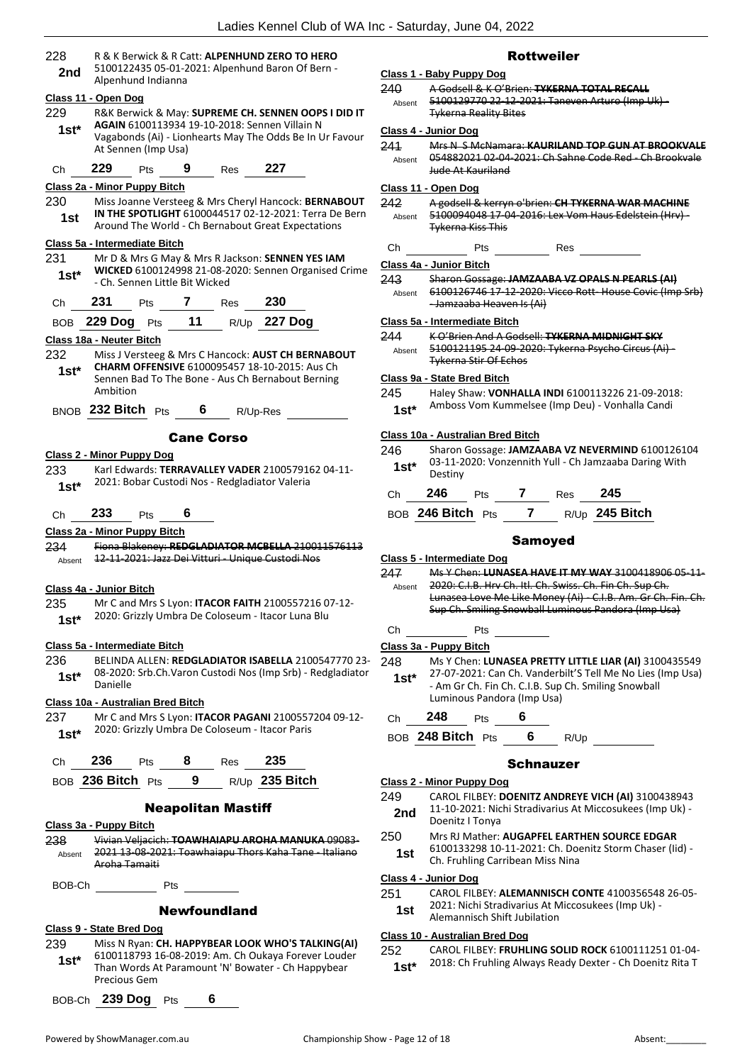228 R & K Berwick & R Catt: **ALPENHUND ZERO TO HERO** 5100122435 05-01-2021: Alpenhund Baron Of Bern - Alpenhund Indianna
**2nd**

**Class 11 - Open Dog**

229 R&K Berwick & May: **SUPREME CH. SENNEN OOPS I DID IT AGAIN** 6100113934 19-10-2018: Sennen Villain N Vagabonds (Ai) - Lionhearts May The Odds Be In Ur Favour At Sennen (Imp Usa)
**1st***

Ch **229** Pts **9** Res **227**

**Class 2a - Minor Puppy Bitch**

230 Miss Joanne Versteeg & Mrs Cheryl Hancock: **BERNABOUT IN THE SPOTLIGHT** 6100044517 02-12-2021: Terra De Bern Around The World - Ch Bernabout Great Expectations
**1st**

**Class 5a - Intermediate Bitch**

231 Mr D & Mrs G May & Mrs R Jackson: **SENNEN YES IAM WICKED** 6100124998 21-08-2020: Sennen Organised Crime - Ch. Sennen Little Bit Wicked
**1st***

Ch **231** Pts **7** Res **230**

BOB **229 Dog** Pts **11** R/Up **227 Dog**

**Class 18a - Neuter Bitch**

232 Miss J Versteeg & Mrs C Hancock: **AUST CH BERNABOUT CHARM OFFENSIVE** 6100095457 18-10-2015: Aus Ch Sennen Bad To The Bone - Aus Ch Bernabout Berning Ambition
**1st***

BNOB **232 Bitch** Pts **6** R/Up-Res

## Cane Corso

**Class 2 - Minor Puppy Dog**

233 Karl Edwards: **TERRAVALLEY VADER** 2100579162 04-11-2021: Bobar Custodi Nos - Redgladiator Valeria
**1st***

Ch **233** Pts **6**

**Class 2a - Minor Puppy Bitch**

234 ~~Fiona Blakeney: **REDGLADIATOR MCBELLA** 210011576113 12-11-2021: Jazz Dei Vitturi - Unique Custodi Nos~~
Absent

**Class 4a - Junior Bitch**

235 Mr C and Mrs S Lyon: **ITACOR FAITH** 2100557216 07-12-2020: Grizzly Umbra De Coloseum - Itacor Luna Blu
**1st***

**Class 5a - Intermediate Bitch**

236 BELINDA ALLEN: **REDGLADIATOR ISABELLA** 2100547770 23-08-2020: Srb.Ch.Varon Custodi Nos (Imp Srb) - Redgladiator Danielle
**1st***

**Class 10a - Australian Bred Bitch**

237 Mr C and Mrs S Lyon: **ITACOR PAGANI** 2100557204 09-12-2020: Grizzly Umbra De Coloseum - Itacor Paris
**1st***

Ch **236** Pts **8** Res **235**

BOB **236 Bitch** Pts **9** R/Up **235 Bitch**

## Neapolitan Mastiff

**Class 3a - Puppy Bitch**

238 ~~Vivian Veljacich: **TOAWHAIAPU AROHA MANUKA** 09083-2021 13-08-2021: Toawhaiapu Thors Kaha Tane - Italiano Aroha Tamaiti~~
Absent

BOB-Ch Pts

## Newfoundland

**Class 9 - State Bred Dog**

239 Miss N Ryan: **CH. HAPPYBEAR LOOK WHO'S TALKING(AI)** 6100118793 16-08-2019: Am. Ch Oukaya Forever Louder Than Words At Paramount 'N' Bowater - Ch Happybear Precious Gem
**1st***

BOB-Ch **239 Dog** Pts **6**

## Rottweiler

**Class 1 - Baby Puppy Dog**

240 ~~A Godsell & K O'Brien: **TYKERNA TOTAL RECALL** 5100129770 22-12-2021: Taneven Arturo (Imp Uk) - Tykerna Reality Bites~~
Absent

**Class 4 - Junior Dog**

241 ~~Mrs N S McNamara: **KAURILAND TOP GUN AT BROOKVALE** 054882021 02-04-2021: Ch Sahne Code Red - Ch Brookvale Jude At Kauriland~~
Absent

**Class 11 - Open Dog**

242 ~~A godsell & kerryn o'brien: **CH TYKERNA WAR MACHINE** 5100094048 17-04-2016: Lex Vom Haus Edelstein (Hrv) - Tykerna Kiss This~~
Absent

Ch Pts Res

**Class 4a - Junior Bitch**

243 ~~Sharon Gossage: **JAMZAABA VZ OPALS N PEARLS (AI)** 6100126746 17-12-2020: Vicco Rott- House Covic (Imp Srb) - Jamzaaba Heaven Is (Ai)~~
Absent

**Class 5a - Intermediate Bitch**

244 ~~K O'Brien And A Godsell: **TYKERNA MIDNIGHT SKY** 5100121195 24-09-2020: Tykerna Psycho Circus (Ai) - Tykerna Stir Of Echos~~
Absent

**Class 9a - State Bred Bitch**

245 Haley Shaw: **VONHALLA INDI** 6100113226 21-09-2018: Amboss Vom Kummelsee (Imp Deu) - Vonhalla Candi
**1st***

**Class 10a - Australian Bred Bitch**

246 Sharon Gossage: **JAMZAABA VZ NEVERMIND** 6100126104 03-11-2020: Vonzennith Yull - Ch Jamzaaba Daring With Destiny
**1st***

Ch **246** Pts **7** Res **245**

BOB **246 Bitch** Pts **7** R/Up **245 Bitch**

## Samoyed

**Class 5 - Intermediate Dog**

247 ~~Ms Y Chen: **LUNASEA HAVE IT MY WAY** 3100418906 05-11-2020: C.I.B. Hrv Ch. Itl. Ch. Swiss. Ch. Fin Ch. Sup Ch. Lunasea Love Me Like Money (Ai) - C.I.B. Am. Gr Ch. Fin. Ch. Sup Ch. Smiling Snowball Luminous Pandora (Imp Usa)~~
Absent

Ch Pts

**Class 3a - Puppy Bitch**

248 Ms Y Chen: **LUNASEA PRETTY LITTLE LIAR (AI)** 3100435549 27-07-2021: Can Ch. Vanderbilt'S Tell Me No Lies (Imp Usa) - Am Gr Ch. Fin Ch. C.I.B. Sup Ch. Smiling Snowball Luminous Pandora (Imp Usa)
**1st***

Ch **248** Pts **6**

BOB **248 Bitch** Pts **6** R/Up

## Schnauzer

**Class 2 - Minor Puppy Dog**

249 CAROL FILBEY: **DOENITZ ANDREYE VICH (AI)** 3100438943 11-10-2021: Nichi Stradivarius At Miccosukees (Imp Uk) - Doenitz I Tonya
**2nd**

250 Mrs RJ Mather: **AUGAPFEL EARTHEN SOURCE EDGAR** 6100133298 10-11-2021: Ch. Doenitz Storm Chaser (Iid) - Ch. Fruhling Carribean Miss Nina
**1st**

**Class 4 - Junior Dog**

251 CAROL FILBEY: **ALEMANNISCH CONTE** 4100356548 26-05-2021: Nichi Stradivarius At Miccosukees (Imp Uk) - Alemannisch Shift Jubilation
**1st**

**Class 10 - Australian Bred Dog**

252 CAROL FILBEY: **FRUHLING SOLID ROCK** 6100111251 01-04-2018: Ch Fruhling Always Ready Dexter - Ch Doenitz Rita T
**1st***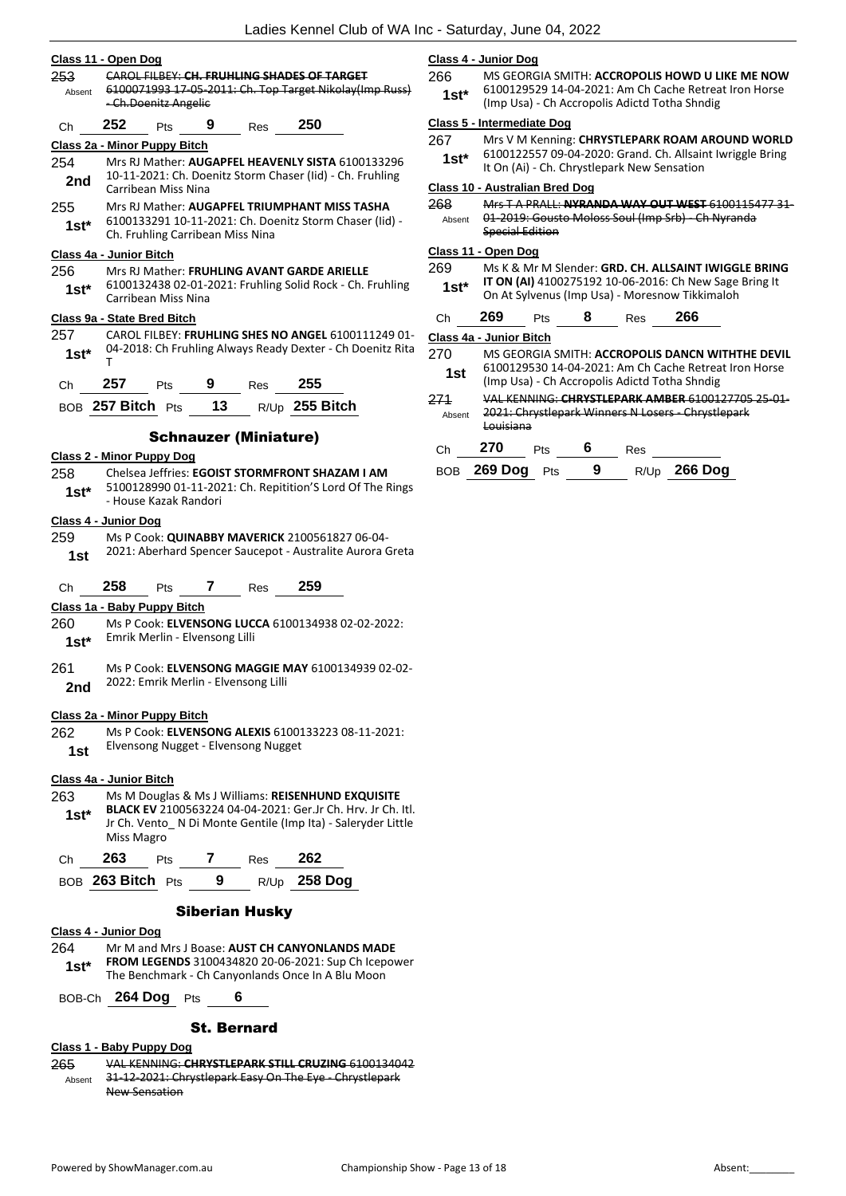#### Class 11 - Open Dog

253 Absent ~~CAROL FILBEY: CH. FRUHLING SHADES OF TARGET 6100071993 17-05-2011: Ch. Top Target Nikolay(Imp Russ) - Ch.Doenitz Angelic~~

Ch 252 Pts 9 Res 250

#### Class 2a - Minor Puppy Bitch

254 2nd Mrs RJ Mather: **AUGAPFEL HEAVENLY SISTA** 6100133296 10-11-2021: Ch. Doenitz Storm Chaser (Iid) - Ch. Fruhling Carribean Miss Nina

255 1st* Mrs RJ Mather: **AUGAPFEL TRIUMPHANT MISS TASHA** 6100133291 10-11-2021: Ch. Doenitz Storm Chaser (Iid) - Ch. Fruhling Carribean Miss Nina

#### Class 4a - Junior Bitch

256 1st* Mrs RJ Mather: **FRUHLING AVANT GARDE ARIELLE** 6100132438 02-01-2021: Fruhling Solid Rock - Ch. Fruhling Carribean Miss Nina

#### Class 9a - State Bred Bitch

257 1st* CAROL FILBEY: **FRUHLING SHES NO ANGEL** 6100111249 01-04-2018: Ch Fruhling Always Ready Dexter - Ch Doenitz Rita T

Ch 257 Pts 9 Res 255

BOB 257 Bitch Pts 13 R/Up 255 Bitch

## Schnauzer (Miniature)

#### Class 2 - Minor Puppy Dog

258 1st* Chelsea Jeffries: **EGOIST STORMFRONT SHAZAM I AM** 5100128990 01-11-2021: Ch. Repitition'S Lord Of The Rings - House Kazak Randori

#### Class 4 - Junior Dog

259 1st Ms P Cook: **QUINABBY MAVERICK** 2100561827 06-04-2021: Aberhard Spencer Saucepot - Australite Aurora Greta

Ch 258 Pts 7 Res 259

#### Class 1a - Baby Puppy Bitch

260 1st* Ms P Cook: **ELVENSONG LUCCA** 6100134938 02-02-2022: Emrik Merlin - Elvensong Lilli

261 2nd Ms P Cook: **ELVENSONG MAGGIE MAY** 6100134939 02-02-2022: Emrik Merlin - Elvensong Lilli

#### Class 2a - Minor Puppy Bitch

262 1st Ms P Cook: **ELVENSONG ALEXIS** 6100133223 08-11-2021: Elvensong Nugget - Elvensong Nugget

#### Class 4a - Junior Bitch

263 1st* Ms M Douglas & Ms J Williams: **REISENHUND EXQUISITE BLACK EV** 2100563224 04-04-2021: Ger.Jr Ch. Hrv. Jr Ch. Itl. Jr Ch. Vento_ N Di Monte Gentile (Imp Ita) - Saleryder Little Miss Magro

Ch 263 Pts 7 Res 262

BOB 263 Bitch Pts 9 R/Up 258 Dog

## Siberian Husky

#### Class 4 - Junior Dog

264 1st* Mr M and Mrs J Boase: **AUST CH CANYONLANDS MADE FROM LEGENDS** 3100434820 20-06-2021: Sup Ch Icepower The Benchmark - Ch Canyonlands Once In A Blu Moon

BOB-Ch 264 Dog Pts 6

## St. Bernard

#### Class 1 - Baby Puppy Dog

265 Absent ~~VAL KENNING: CHRYSTLEPARK STILL CRUZING 6100134042 31-12-2021: Chrystlepark Easy On The Eye - Chrystlepark New Sensation~~

#### Class 4 - Junior Dog

266 1st* MS GEORGIA SMITH: **ACCROPOLIS HOWD U LIKE ME NOW** 6100129529 14-04-2021: Am Ch Cache Retreat Iron Horse (Imp Usa) - Ch Accropolis Adictd Totha Shndig

#### Class 5 - Intermediate Dog

267 1st* Mrs V M Kenning: **CHRYSTLEPARK ROAM AROUND WORLD** 6100122557 09-04-2020: Grand. Ch. Allsaint Iwriggle Bring It On (Ai) - Ch. Chrystlepark New Sensation

#### Class 10 - Australian Bred Dog

268 Absent ~~Mrs T A PRALL: NYRANDA WAY OUT WEST 6100115477 31-01-2019: Gousto Moloss Soul (Imp Srb) - Ch Nyranda Special Edition~~

#### Class 11 - Open Dog

269 1st* Ms K & Mr M Slender: **GRD. CH. ALLSAINT IWIGGLE BRING IT ON (AI)** 4100275192 10-06-2016: Ch New Sage Bring It On At Sylvenus (Imp Usa) - Moresnow Tikkimaloh

Ch 269 Pts 8 Res 266

#### Class 4a - Junior Bitch

270 1st MS GEORGIA SMITH: **ACCROPOLIS DANCN WITHTHE DEVIL** 6100129530 14-04-2021: Am Ch Cache Retreat Iron Horse (Imp Usa) - Ch Accropolis Adictd Totha Shndig

271 Absent ~~VAL KENNING: CHRYSTLEPARK AMBER 6100127705 25-01-2021: Chrystlepark Winners N Losers - Chrystlepark Louisiana~~

Ch 270 Pts 6 Res

BOB 269 Dog Pts 9 R/Up 266 Dog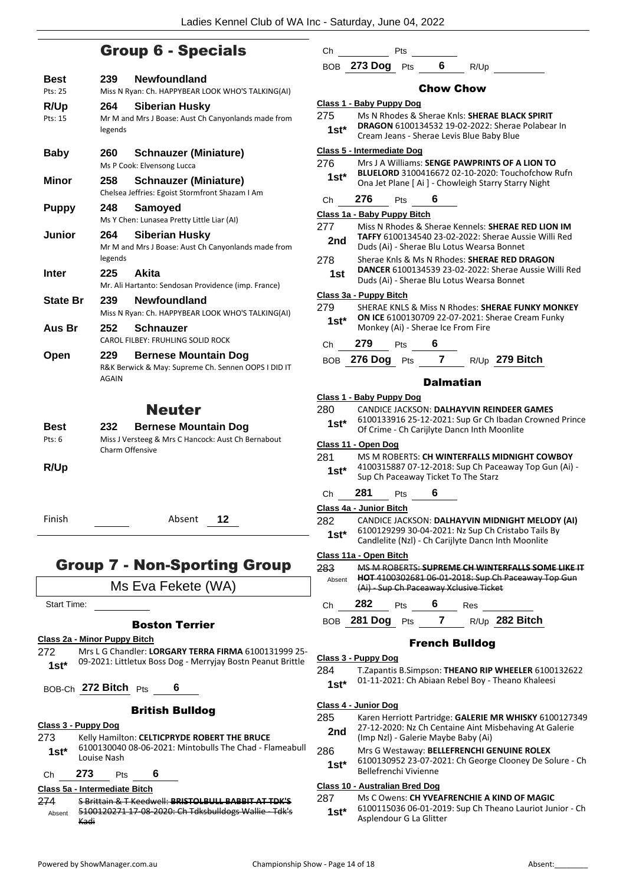## Group 6 - Specials

**Best** 239 **Newfoundland**
Pts: 25 — Miss N Ryan: Ch. HAPPYBEAR LOOK WHO'S TALKING(AI)

**R/Up** 264 **Siberian Husky**
Pts: 15 — Mr M and Mrs J Boase: Aust Ch Canyonlands made from legends

**Baby** 260 **Schnauzer (Miniature)**
Ms P Cook: Elvensong Lucca

**Minor** 258 **Schnauzer (Miniature)**
Chelsea Jeffries: Egoist Stormfront Shazam I Am

**Puppy** 248 **Samoyed**
Ms Y Chen: Lunasea Pretty Little Liar (AI)

**Junior** 264 **Siberian Husky**
Mr M and Mrs J Boase: Aust Ch Canyonlands made from legends

**Inter** 225 **Akita**
Mr. Ali Hartanto: Sendosan Providence (imp. France)

**State Br** 239 **Newfoundland**
Miss N Ryan: Ch. HAPPYBEAR LOOK WHO'S TALKING(AI)

**Aus Br** 252 **Schnauzer**
CAROL FILBEY: FRUHLING SOLID ROCK

**Open** 229 **Bernese Mountain Dog**
R&K Berwick & May: Supreme Ch. Sennen OOPS I DID IT AGAIN

## Neuter

**Best** 232 **Bernese Mountain Dog**
Pts: 6 — Miss J Versteeg & Mrs C Hancock: Aust Ch Bernabout Charm Offensive

**R/Up**

Finish ______ Absent **12**

## Group 7 - Non-Sporting Group

Ms Eva Fekete (WA)

Start Time: ______

### Boston Terrier

**Class 2a - Minor Puppy Bitch**

272 **1st*** Mrs L G Chandler: **LORGARY TERRA FIRMA** 6100131999 25-09-2021: Littletux Boss Dog - Merryjay Bostn Peanut Brittle

BOB-Ch **272 Bitch** Pts **6**

### British Bulldog

**Class 3 - Puppy Dog**

273 **1st*** Kelly Hamilton: **CELTICPRYDE ROBERT THE BRUCE** 6100130040 08-06-2021: Mintobulls The Chad - Flameabull Louise Nash

Ch **273** Pts **6**

**Class 5a - Intermediate Bitch**

274 Absent ~~S Brittain & T Keedwell: **BRISTOLBULL BABBIT AT TDK'S** 5100120271 17-08-2020: Ch Tdksbulldogs Wallie - Tdk's Kadi~~

Ch ______ Pts ______

BOB **273 Dog** Pts **6** R/Up ______

### Chow Chow

**Class 1 - Baby Puppy Dog**

275 **1st*** Ms N Rhodes & Sherae Knls: **SHERAE BLACK SPIRIT DRAGON** 6100134532 19-02-2022: Sherae Polabear In Cream Jeans - Sherae Levis Blue Baby Blue

**Class 5 - Intermediate Dog**

276 **1st*** Mrs J A Williams: **SENGE PAWPRINTS OF A LION TO BLUELORD** 3100416672 02-10-2020: Touchofchow Rufn Ona Jet Plane [ Ai ] - Chowleigh Starry Starry Night

Ch **276** Pts **6**

**Class 1a - Baby Puppy Bitch**

277 **2nd** Miss N Rhodes & Sherae Kennels: **SHERAE RED LION IM TAFFY** 6100134540 23-02-2022: Sherae Aussie Willi Red Duds (Ai) - Sherae Blu Lotus Wearsa Bonnet

278 **1st** Sherae Knls & Ms N Rhodes: **SHERAE RED DRAGON DANCER** 6100134539 23-02-2022: Sherae Aussie Willi Red Duds (Ai) - Sherae Blu Lotus Wearsa Bonnet

**Class 3a - Puppy Bitch**

279 **1st*** SHERAE KNLS & Miss N Rhodes: **SHERAE FUNKY MONKEY ON ICE** 6100130709 22-07-2021: Sherae Cream Funky Monkey (Ai) - Sherae Ice From Fire

Ch **279** Pts **6**

BOB **276 Dog** Pts **7** R/Up **279 Bitch**

### Dalmatian

**Class 1 - Baby Puppy Dog**

280 **1st*** CANDICE JACKSON: **DALHAYVIN REINDEER GAMES** 6100133916 25-12-2021: Sup Gr Ch Ibadan Crowned Prince Of Crime - Ch Carijlyte Dancn Inth Moonlite

**Class 11 - Open Dog**

281 **1st*** MS M ROBERTS: **CH WINTERFALLS MIDNIGHT COWBOY** 4100315887 07-12-2018: Sup Ch Paceaway Top Gun (Ai) - Sup Ch Paceaway Ticket To The Starz

Ch **281** Pts **6**

**Class 4a - Junior Bitch**

282 **1st*** CANDICE JACKSON: **DALHAYVIN MIDNIGHT MELODY (AI)** 6100129299 30-04-2021: Nz Sup Ch Cristabo Tails By Candlelite (Nzl) - Ch Carijlyte Dancn Inth Moonlite

**Class 11a - Open Bitch**

283 Absent ~~MS M ROBERTS: **SUPREME CH WINTERFALLS SOME LIKE IT HOT** 4100302681 06-01-2018: Sup Ch Paceaway Top Gun (Ai) - Sup Ch Paceaway Xclusive Ticket~~

Ch **282** Pts **6** Res ______

BOB **281 Dog** Pts **7** R/Up **282 Bitch**

### French Bulldog

**Class 3 - Puppy Dog**

284 **1st*** T.Zapantis B.Simpson: **THEANO RIP WHEELER** 6100132622 01-11-2021: Ch Abiaan Rebel Boy - Theano Khaleesi

**Class 4 - Junior Dog**

285 **2nd** Karen Herriott Partridge: **GALERIE MR WHISKY** 6100127349 27-12-2020: Nz Ch Centaine Aint Misbehaving At Galerie (Imp Nzl) - Galerie Maybe Baby (Ai)

286 **1st*** Mrs G Westaway: **BELLEFRENCHI GENUINE ROLEX** 6100130952 23-07-2021: Ch George Clooney De Solure - Ch Bellefrenchi Vivienne

**Class 10 - Australian Bred Dog**

287 **1st*** Ms C Owens: **CH YVEAFRENCHIE A KIND OF MAGIC** 6100115036 06-01-2019: Sup Ch Theano Lauriot Junior - Ch Asplendour G La Glitter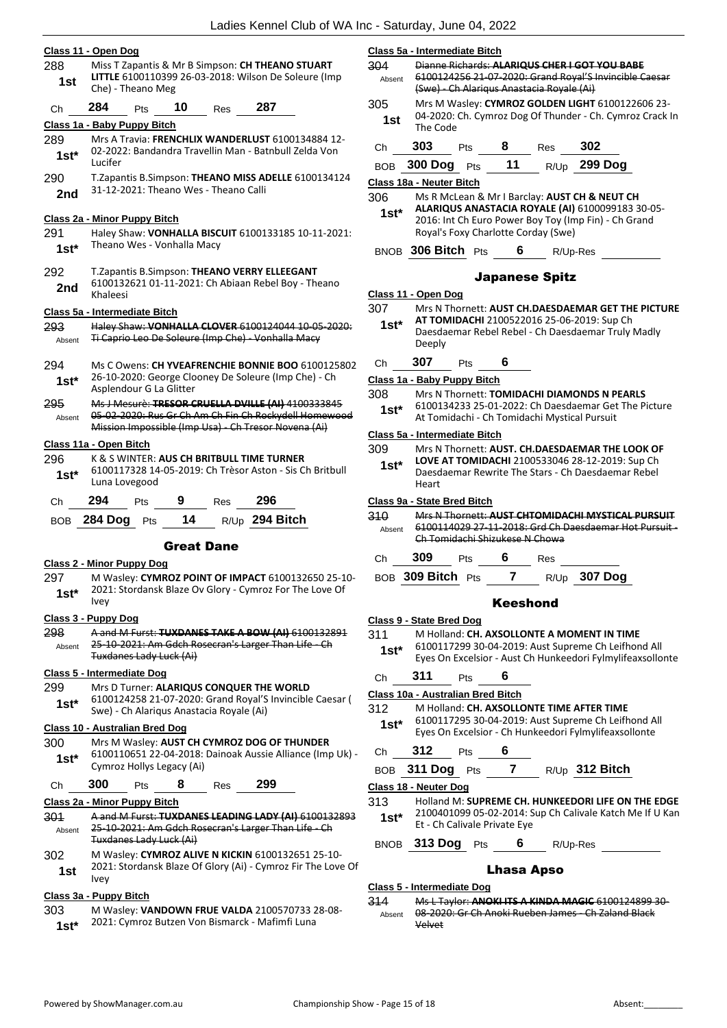### Class 11 - Open Dog

288 **1st** Miss T Zapantis & Mr B Simpson: **CH THEANO STUART LITTLE** 6100110399 26-03-2018: Wilson De Soleure (Imp Che) - Theano Meg

Ch 284 Pts 10 Res 287

### Class 1a - Baby Puppy Bitch

289 **1st*** Mrs A Travia: **FRENCHLIX WANDERLUST** 6100134884 12-02-2022: Bandandra Travellin Man - Batnbull Zelda Von Lucifer

290 **2nd** T.Zapantis B.Simpson: **THEANO MISS ADELLE** 6100134124 31-12-2021: Theano Wes - Theano Calli

### Class 2a - Minor Puppy Bitch

291 **1st*** Haley Shaw: **VONHALLA BISCUIT** 6100133185 10-11-2021: Theano Wes - Vonhalla Macy

292 **2nd** T.Zapantis B.Simpson: **THEANO VERRY ELLEEGANT** 6100132621 01-11-2021: Ch Abiaan Rebel Boy - Theano Khaleesi

### Class 5a - Intermediate Bitch

293 Absent ~~Haley Shaw: **VONHALLA CLOVER** 6100124044 10-05-2020: Ti Caprio Leo De Soleure (Imp Che) - Vonhalla Macy~~

294 **1st*** Ms C Owens: **CH YVEAFRENCHIE BONNIE BOO** 6100125802 26-10-2020: George Clooney De Soleure (Imp Che) - Ch Asplendour G La Glitter

295 Absent ~~Ms J Mesurè: **TRESOR CRUELLA DVILLE (AI)** 4100333845 05-02-2020: Rus Gr Ch Am Ch Fin Ch Rockydell Homewood Mission Impossible (Imp Usa) - Ch Tresor Novena (Ai)~~

### Class 11a - Open Bitch

296 **1st*** K & S WINTER: **AUS CH BRITBULL TIME TURNER** 6100117328 14-05-2019: Ch Trèsor Aston - Sis Ch Britbull Luna Lovegood

Ch 294 Pts 9 Res 296

BOB 284 Dog Pts 14 R/Up 294 Bitch

## Great Dane

### Class 2 - Minor Puppy Dog

297 **1st*** M Wasley: **CYMROZ POINT OF IMPACT** 6100132650 25-10-2021: Stordansk Blaze Ov Glory - Cymroz For The Love Of Ivey

### Class 3 - Puppy Dog

298 Absent ~~A and M Furst: **TUXDANES TAKE A BOW (AI)** 6100132891 25-10-2021: Am Gdch Rosecran's Larger Than Life - Ch Tuxdanes Lady Luck (Ai)~~

### Class 5 - Intermediate Dog

299 **1st*** Mrs D Turner: **ALARIQUS CONQUER THE WORLD** 6100124258 21-07-2020: Grand Royal'S Invincible Caesar ( Swe) - Ch Alariqus Anastacia Royale (Ai)

### Class 10 - Australian Bred Dog

300 **1st*** Mrs M Wasley: **AUST CH CYMROZ DOG OF THUNDER** 6100110651 22-04-2018: Dainoak Aussie Alliance (Imp Uk) - Cymroz Hollys Legacy (Ai)

Ch 300 Pts 8 Res 299

### Class 2a - Minor Puppy Bitch

301 Absent ~~A and M Furst: **TUXDANES LEADING LADY (AI)** 6100132893 25-10-2021: Am Gdch Rosecran's Larger Than Life - Ch Tuxdanes Lady Luck (Ai)~~

302 **1st** M Wasley: **CYMROZ ALIVE N KICKIN** 6100132651 25-10-2021: Stordansk Blaze Of Glory (Ai) - Cymroz Fir The Love Of Ivey

### Class 3a - Puppy Bitch

303 **1st*** M Wasley: **VANDOWN FRUE VALDA** 2100570733 28-08-2021: Cymroz Butzen Von Bismarck - Mafimfi Luna

### Class 5a - Intermediate Bitch

304 Absent ~~Dianne Richards: **ALARIQUS CHER I GOT YOU BABE** 6100124256 21-07-2020: Grand Royal'S Invincible Caesar (Swe) - Ch Alariqus Anastacia Royale (Ai)~~

305 **1st** Mrs M Wasley: **CYMROZ GOLDEN LIGHT** 6100122606 23-04-2020: Ch. Cymroz Dog Of Thunder - Ch. Cymroz Crack In The Code

Ch 303 Pts 8 Res 302

BOB 300 Dog Pts 11 R/Up 299 Dog

### Class 18a - Neuter Bitch

306 **1st*** Ms R McLean & Mr I Barclay: **AUST CH & NEUT CH ALARIQUS ANASTACIA ROYALE (AI)** 6100099183 30-05-2016: Int Ch Euro Power Boy Toy (Imp Fin) - Ch Grand Royal's Foxy Charlotte Corday (Swe)

BNOB 306 Bitch Pts 6 R/Up-Res

## Japanese Spitz

### Class 11 - Open Dog

307 **1st*** Mrs N Thornett: **AUST CH.DAESDAEMAR GET THE PICTURE AT TOMIDACHI** 2100522016 25-06-2019: Sup Ch Daesdaemar Rebel Rebel - Ch Daesdaemar Truly Madly Deeply

Ch 307 Pts 6

### Class 1a - Baby Puppy Bitch

308 **1st*** Mrs N Thornett: **TOMIDACHI DIAMONDS N PEARLS** 6100134233 25-01-2022: Ch Daesdaemar Get The Picture At Tomidachi - Ch Tomidachi Mystical Pursuit

### Class 5a - Intermediate Bitch

309 **1st*** Mrs N Thornett: **AUST. CH.DAESDAEMAR THE LOOK OF LOVE AT TOMIDACHI** 2100533046 28-12-2019: Sup Ch Daesdaemar Rewrite The Stars - Ch Daesdaemar Rebel Heart

### Class 9a - State Bred Bitch

310 Absent ~~Mrs N Thornett: **AUST CHTOMIDACHI MYSTICAL PURSUIT** 6100114029 27-11-2018: Grd Ch Daesdaemar Hot Pursuit - Ch Tomidachi Shizukese N Chowa~~

Ch 309 Pts 6 Res

BOB 309 Bitch Pts 7 R/Up 307 Dog

## Keeshond

### Class 9 - State Bred Dog

311 **1st*** M Holland: **CH. AXSOLLONTE A MOMENT IN TIME** 6100117299 30-04-2019: Aust Supreme Ch Leifhond All Eyes On Excelsior - Aust Ch Hunkeedori Fylmylifeaxsollonte

Ch 311 Pts 6

### Class 10a - Australian Bred Bitch

312 **1st*** M Holland: **CH. AXSOLLONTE TIME AFTER TIME** 6100117295 30-04-2019: Aust Supreme Ch Leifhond All Eyes On Excelsior - Ch Hunkeedori Fylmylifeaxsollonte

Ch 312 Pts 6

BOB 311 Dog Pts 7 R/Up 312 Bitch

### Class 18 - Neuter Dog

313 **1st*** Holland M: **SUPREME CH. HUNKEEDORI LIFE ON THE EDGE** 2100401099 05-02-2014: Sup Ch Calivale Katch Me If U Kan Et - Ch Calivale Private Eye

BNOB 313 Dog Pts 6 R/Up-Res

## Lhasa Apso

### Class 5 - Intermediate Dog

314 Absent ~~Ms L Taylor: **ANOKI ITS A KINDA MAGIC** 6100124899 30-08-2020: Gr Ch Anoki Rueben James - Ch Zaland Black Velvet~~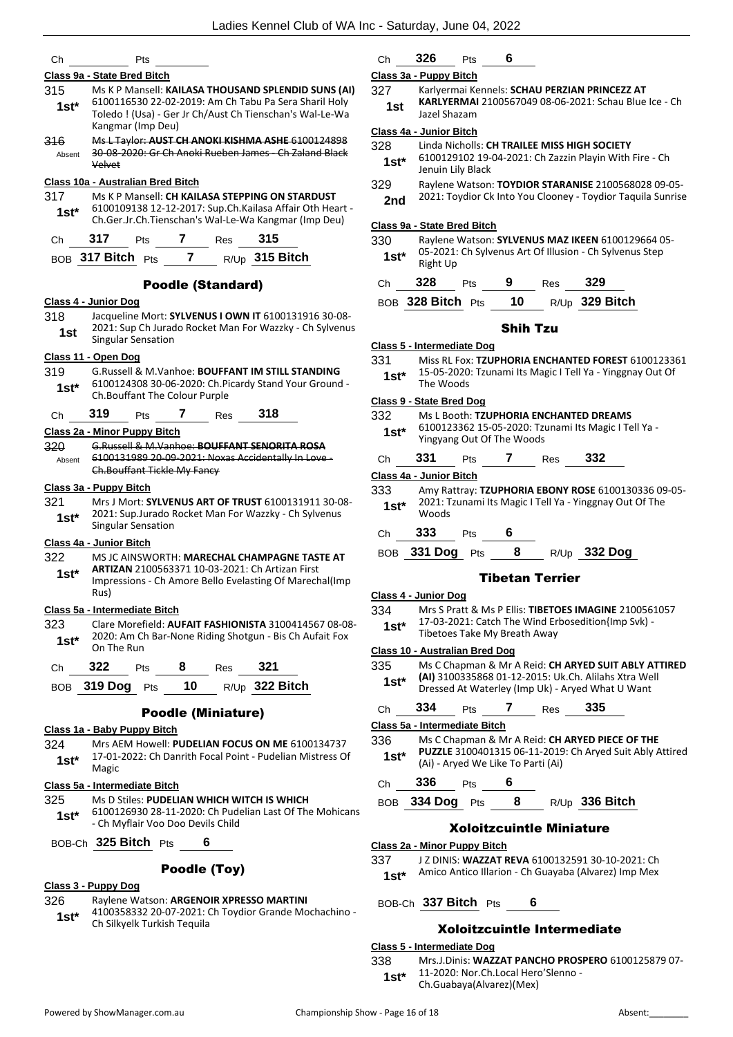Ch ________ Pts ________

**Class 9a - State Bred Bitch**

315 1st* Ms K P Mansell: **KAILASA THOUSAND SPLENDID SUNS (AI)** 6100116530 22-02-2019: Am Ch Tabu Pa Sera Sharil Holy Toledo ! (Usa) - Ger Jr Ch/Aust Ch Tienschan's Wal-Le-Wa Kangmar (Imp Deu)

316 Absent ~~Ms L Taylor: **AUST CH ANOKI KISHMA ASHE** 6100124898 30-08-2020: Gr Ch Anoki Rueben James - Ch Zaland Black Velvet~~

**Class 10a - Australian Bred Bitch**

317 1st* Ms K P Mansell: **CH KAILASA STEPPING ON STARDUST** 6100109138 12-12-2017: Sup.Ch.Kailasa Affair Oth Heart - Ch.Ger.Jr.Ch.Tienschan's Wal-Le-Wa Kangmar (Imp Deu)

Ch **317** Pts **7** Res **315**

BOB **317 Bitch** Pts **7** R/Up **315 Bitch**

## Poodle (Standard)

**Class 4 - Junior Dog**

318 1st Jacqueline Mort: **SYLVENUS I OWN IT** 6100131916 30-08-2021: Sup Ch Jurado Rocket Man For Wazzky - Ch Sylvenus Singular Sensation

**Class 11 - Open Dog**

319 1st* G.Russell & M.Vanhoe: **BOUFFANT IM STILL STANDING** 6100124308 30-06-2020: Ch.Picardy Stand Your Ground - Ch.Bouffant The Colour Purple

Ch **319** Pts **7** Res **318**

**Class 2a - Minor Puppy Bitch**

320 Absent ~~G.Russell & M.Vanhoe: **BOUFFANT SENORITA ROSA** 6100131989 20-09-2021: Noxas Accidentally In Love - Ch.Bouffant Tickle My Fancy~~

**Class 3a - Puppy Bitch**

321 1st* Mrs J Mort: **SYLVENUS ART OF TRUST** 6100131911 30-08-2021: Sup.Jurado Rocket Man For Wazzky - Ch Sylvenus Singular Sensation

**Class 4a - Junior Bitch**

322 1st* MS JC AINSWORTH: **MARECHAL CHAMPAGNE TASTE AT ARTIZAN** 2100563371 10-03-2021: Ch Artizan First Impressions - Ch Amore Bello Evelasting Of Marechal(Imp Rus)

**Class 5a - Intermediate Bitch**

323 1st* Clare Morefield: **AUFAIT FASHIONISTA** 3100414567 08-08-2020: Am Ch Bar-None Riding Shotgun - Bis Ch Aufait Fox On The Run

Ch **322** Pts **8** Res **321**

BOB **319 Dog** Pts **10** R/Up **322 Bitch**

## Poodle (Miniature)

**Class 1a - Baby Puppy Bitch**

324 1st* Mrs AEM Howell: **PUDELIAN FOCUS ON ME** 6100134737 17-01-2022: Ch Danrith Focal Point - Pudelian Mistress Of Magic

**Class 5a - Intermediate Bitch**

325 1st* Ms D Stiles: **PUDELIAN WHICH WITCH IS WHICH** 6100126930 28-11-2020: Ch Pudelian Last Of The Mohicans - Ch Myflair Voo Doo Devils Child

BOB-Ch **325 Bitch** Pts **6**

## Poodle (Toy)

**Class 3 - Puppy Dog**

326 1st* Raylene Watson: **ARGENOIR XPRESSO MARTINI** 4100358332 20-07-2021: Ch Toydior Grande Mochachino - Ch Silkyelk Turkish Tequila

Ch **326** Pts **6**

**Class 3a - Puppy Bitch**

327 1st Karlyermai Kennels: **SCHAU PERZIAN PRINCEZZ AT KARLYERMAI** 2100567049 08-06-2021: Schau Blue Ice - Ch Jazel Shazam

**Class 4a - Junior Bitch**

328 1st* Linda Nicholls: **CH TRAILEE MISS HIGH SOCIETY** 6100129102 19-04-2021: Ch Zazzin Playin With Fire - Ch Jenuin Lily Black

329 2nd Raylene Watson: **TOYDIOR STARANISE** 2100568028 09-05-2021: Toydior Ck Into You Clooney - Toydior Taquila Sunrise

**Class 9a - State Bred Bitch**

330 1st* Raylene Watson: **SYLVENUS MAZ IKEEN** 6100129664 05-05-2021: Ch Sylvenus Art Of Illusion - Ch Sylvenus Step Right Up

Ch **328** Pts **9** Res **329**

BOB **328 Bitch** Pts **10** R/Up **329 Bitch**

## Shih Tzu

**Class 5 - Intermediate Dog**

331 1st* Miss RL Fox: **TZUPHORIA ENCHANTED FOREST** 6100123361 15-05-2020: Tzunami Its Magic I Tell Ya - Yinggnay Out Of The Woods

**Class 9 - State Bred Dog**

332 1st* Ms L Booth: **TZUPHORIA ENCHANTED DREAMS** 6100123362 15-05-2020: Tzunami Its Magic I Tell Ya - Yingyang Out Of The Woods

Ch **331** Pts **7** Res **332**

**Class 4a - Junior Bitch**

333 1st* Amy Rattray: **TZUPHORIA EBONY ROSE** 6100130336 09-05-2021: Tzunami Its Magic I Tell Ya - Yinggnay Out Of The Woods

Ch **333** Pts **6**

BOB **331 Dog** Pts **8** R/Up **332 Dog**

## Tibetan Terrier

**Class 4 - Junior Dog**

334 1st* Mrs S Pratt & Ms P Ellis: **TIBETOES IMAGINE** 2100561057 17-03-2021: Catch The Wind Erbosedition{Imp Svk) - Tibetoes Take My Breath Away

**Class 10 - Australian Bred Dog**

335 1st* Ms C Chapman & Mr A Reid: **CH ARYED SUIT ABLY ATTIRED (AI)** 3100335868 01-12-2015: Uk.Ch. Alilahs Xtra Well Dressed At Waterley (Imp Uk) - Aryed What U Want

Ch **334** Pts **7** Res **335**

**Class 5a - Intermediate Bitch**

336 1st* Ms C Chapman & Mr A Reid: **CH ARYED PIECE OF THE PUZZLE** 3100401315 06-11-2019: Ch Aryed Suit Ably Attired (Ai) - Aryed We Like To Parti (Ai)

Ch **336** Pts **6**

BOB **334 Dog** Pts **8** R/Up **336 Bitch**

## Xoloitzcuintle Miniature

**Class 2a - Minor Puppy Bitch**

337 1st* J Z DINIS: **WAZZAT REVA** 6100132591 30-10-2021: Ch Amico Antico Illarion - Ch Guayaba (Alvarez) Imp Mex

BOB-Ch **337 Bitch** Pts **6**

## Xoloitzcuintle Intermediate

**Class 5 - Intermediate Dog**

338 1st* Mrs.J.Dinis: **WAZZAT PANCHO PROSPERO** 6100125879 07-11-2020: Nor.Ch.Local Hero'Slenno - Ch.Guabaya(Alvarez)(Mex)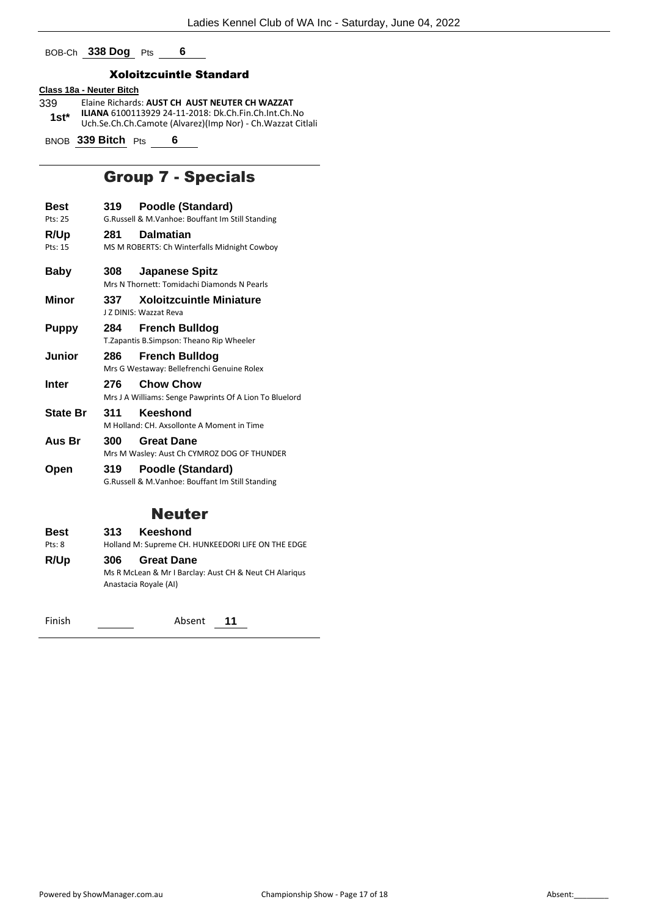BOB-Ch **338 Dog** Pts **6**

### Xoloitzcuintle Standard

**Class 18a - Neuter Bitch**

339 Elaine Richards: **AUST CH AUST NEUTER CH WAZZAT ILIANA** 6100113929 24-11-2018: Dk.Ch.Fin.Ch.Int.Ch.No Uch.Se.Ch.Ch.Camote (Alvarez)(Imp Nor) - Ch.Wazzat Citlali
**1st***

BNOB **339 Bitch** Pts **6**

## Group 7 - Specials

| | | |
|---|---|---|
| **Best** Pts: 25 | **319** | **Poodle (Standard)** G.Russell & M.Vanhoe: Bouffant Im Still Standing |
| **R/Up** Pts: 15 | **281** | **Dalmatian** MS M ROBERTS: Ch Winterfalls Midnight Cowboy |
| **Baby** | **308** | **Japanese Spitz** Mrs N Thornett: Tomidachi Diamonds N Pearls |
| **Minor** | **337** | **Xoloitzcuintle Miniature** J Z DINIS: Wazzat Reva |
| **Puppy** | **284** | **French Bulldog** T.Zapantis B.Simpson: Theano Rip Wheeler |
| **Junior** | **286** | **French Bulldog** Mrs G Westaway: Bellefrenchi Genuine Rolex |
| **Inter** | **276** | **Chow Chow** Mrs J A Williams: Senge Pawprints Of A Lion To Bluelord |
| **State Br** | **311** | **Keeshond** M Holland: CH. Axsollonte A Moment in Time |
| **Aus Br** | **300** | **Great Dane** Mrs M Wasley: Aust Ch CYMROZ DOG OF THUNDER |
| **Open** | **319** | **Poodle (Standard)** G.Russell & M.Vanhoe: Bouffant Im Still Standing |

## Neuter

| | | |
|---|---|---|
| **Best** Pts: 8 | **313** | **Keeshond** Holland M: Supreme CH. HUNKEEDORI LIFE ON THE EDGE |
| **R/Up** | **306** | **Great Dane** Ms R McLean & Mr I Barclay: Aust CH & Neut CH Alariqus Anastacia Royale (AI) |

Finish ______ Absent **11**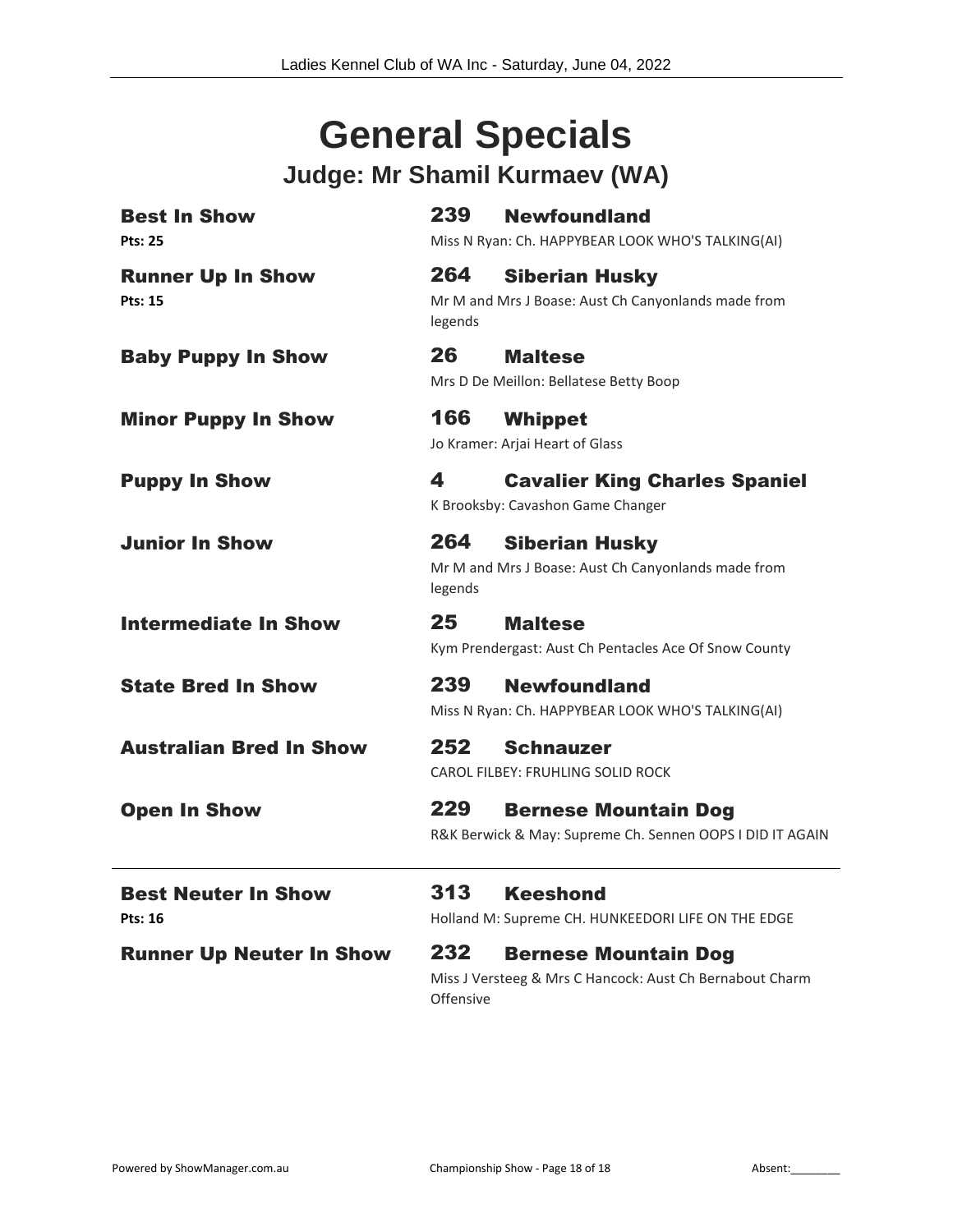# General Specials

## Judge: Mr Shamil Kurmaev (WA)

| | | | |
|---|---|---|---|
| **Best In Show** Pts: 25 | 239 | **Newfoundland** | Miss N Ryan: Ch. HAPPYBEAR LOOK WHO'S TALKING(AI) |
| **Runner Up In Show** Pts: 15 | 264 | **Siberian Husky** | Mr M and Mrs J Boase: Aust Ch Canyonlands made from legends |
| **Baby Puppy In Show** | 26 | **Maltese** | Mrs D De Meillon: Bellatese Betty Boop |
| **Minor Puppy In Show** | 166 | **Whippet** | Jo Kramer: Arjai Heart of Glass |
| **Puppy In Show** | 4 | **Cavalier King Charles Spaniel** | K Brooksby: Cavashon Game Changer |
| **Junior In Show** | 264 | **Siberian Husky** | Mr M and Mrs J Boase: Aust Ch Canyonlands made from legends |
| **Intermediate In Show** | 25 | **Maltese** | Kym Prendergast: Aust Ch Pentacles Ace Of Snow County |
| **State Bred In Show** | 239 | **Newfoundland** | Miss N Ryan: Ch. HAPPYBEAR LOOK WHO'S TALKING(AI) |
| **Australian Bred In Show** | 252 | **Schnauzer** | CAROL FILBEY: FRUHLING SOLID ROCK |
| **Open In Show** | 229 | **Bernese Mountain Dog** | R&K Berwick & May: Supreme Ch. Sennen OOPS I DID IT AGAIN |

---

| | | | |
|---|---|---|---|
| **Best Neuter In Show** Pts: 16 | 313 | **Keeshond** | Holland M: Supreme CH. HUNKEEDORI LIFE ON THE EDGE |
| **Runner Up Neuter In Show** | 232 | **Bernese Mountain Dog** | Miss J Versteeg & Mrs C Hancock: Aust Ch Bernabout Charm Offensive |